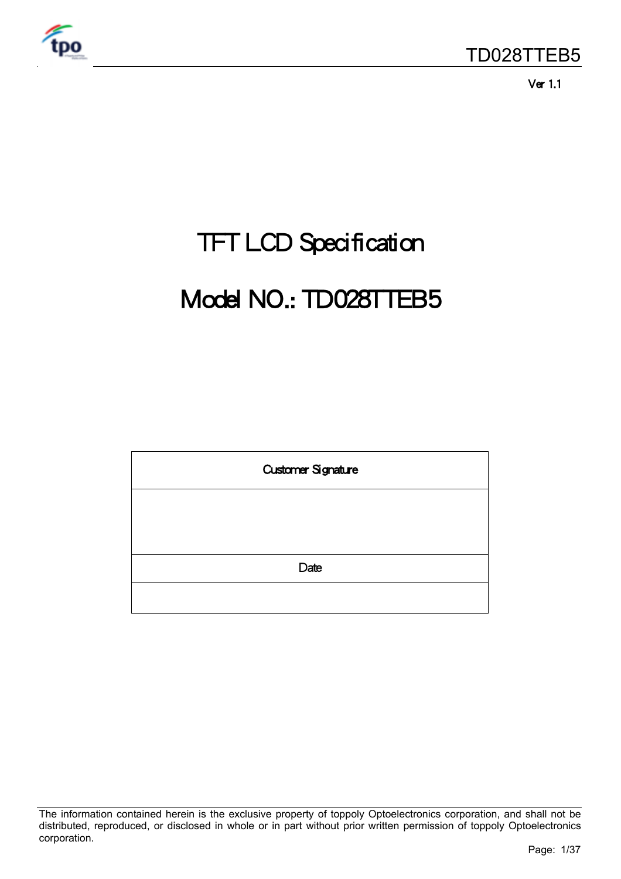Ver 1.1

# TFT LCD Specification

# Model NO.: TD028TTEB5

| Customer Signature |
| --- |
| |
| Date |
| |

The information contained herein is the exclusive property of toppoly Optoelectronics corporation, and shall not be distributed, reproduced, or disclosed in whole or in part without prior written permission of toppoly Optoelectronics corporation.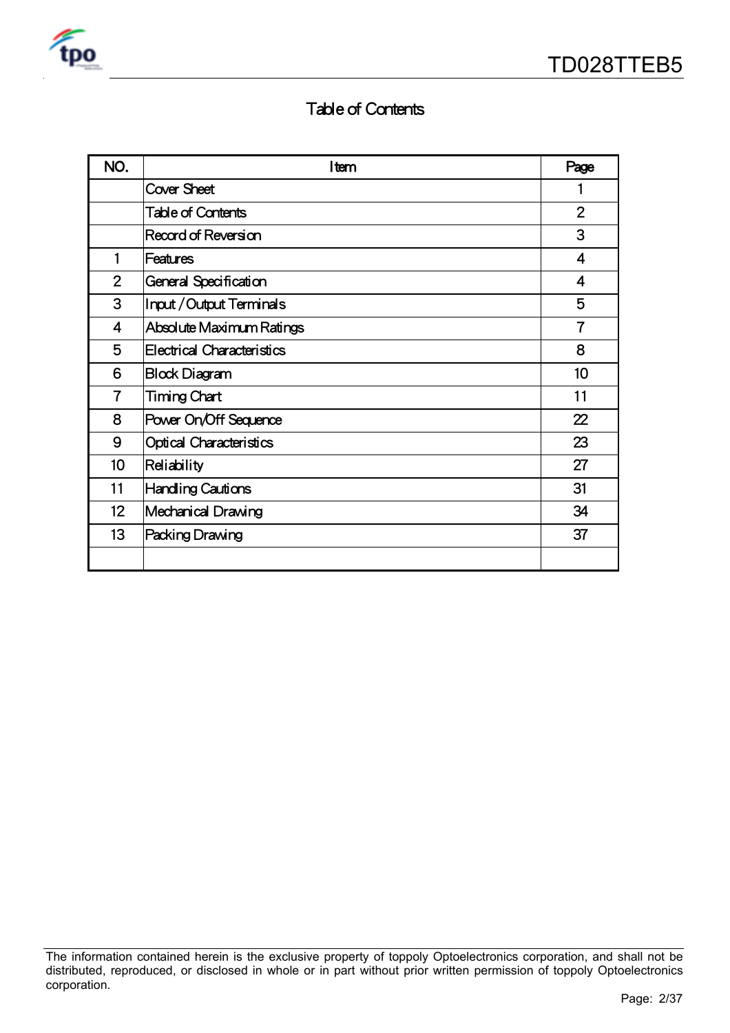# Table of Contents

| NO. | Item | Page |
|---|---|---|
| | Cover Sheet | 1 |
| | Table of Contents | 2 |
| | Record of Reversion | 3 |
| 1 | Features | 4 |
| 2 | General Specification | 4 |
| 3 | Input / Output Terminals | 5 |
| 4 | Absolute Maximum Ratings | 7 |
| 5 | Electrical Characteristics | 8 |
| 6 | Block Diagram | 10 |
| 7 | Timing Chart | 11 |
| 8 | Power On/Off Sequence | 22 |
| 9 | Optical Characteristics | 23 |
| 10 | Reliability | 27 |
| 11 | Handling Cautions | 31 |
| 12 | Mechanical Drawing | 34 |
| 13 | Packing Drawing | 37 |
| | | |

The information contained herein is the exclusive property of toppoly Optoelectronics corporation, and shall not be distributed, reproduced, or disclosed in whole or in part without prior written permission of toppoly Optoelectronics corporation.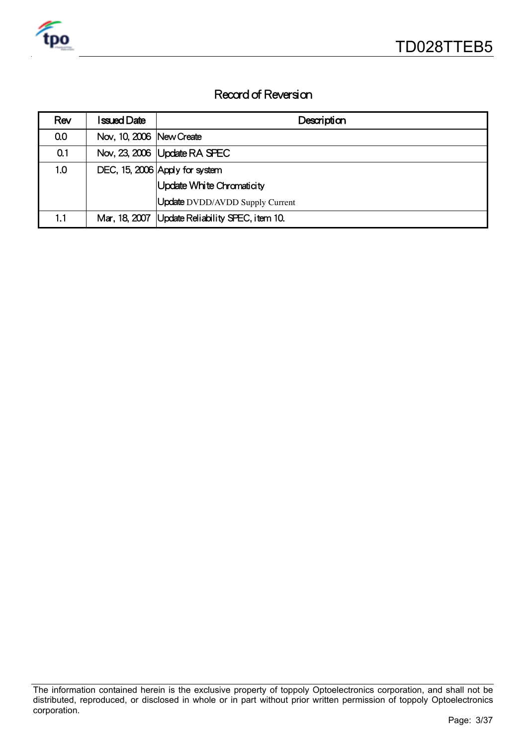# Record of Reversion

| Rev | Issued Date | Description |
|---|---|---|
| 0.0 | Nov, 10, 2006 | New Create |
| 0.1 | Nov, 23, 2006 | Update RA SPEC |
| 1.0 | DEC, 15, 2006 | Apply for system<br>Update White Chromaticity<br>Update DVDD/AVDD Supply Current |
| 1.1 | Mar, 18, 2007 | Update Reliability SPEC, item 10. |

The information contained herein is the exclusive property of toppoly Optoelectronics corporation, and shall not be distributed, reproduced, or disclosed in whole or in part without prior written permission of toppoly Optoelectronics corporation.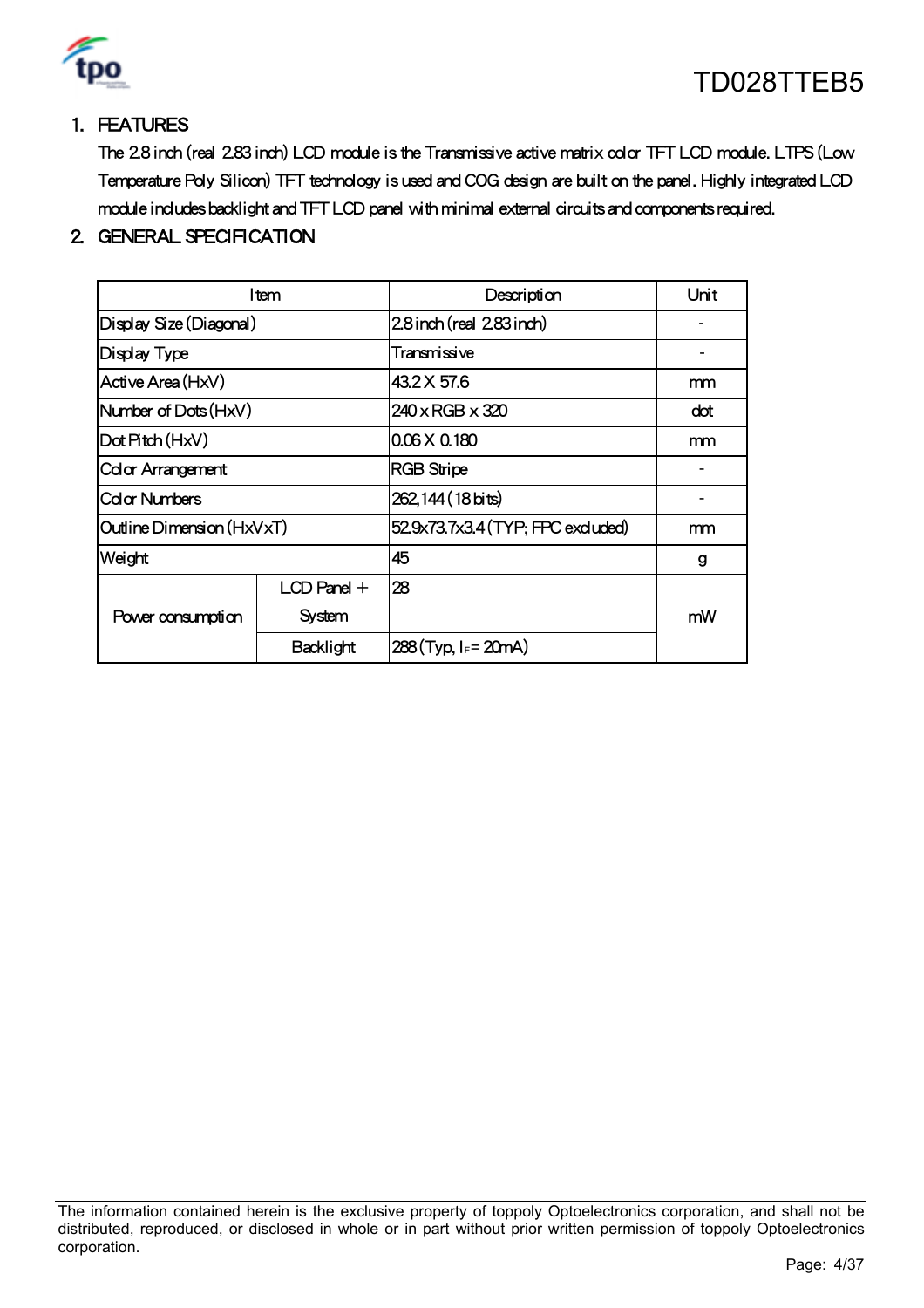## 1. FEATURES

The 2.8 inch (real 2.83 inch) LCD module is the Transmissive active matrix color TFT LCD module. LTPS (Low Temperature Poly Silicon) TFT technology is used and COG design are built on the panel. Highly integrated LCD module includes backlight and TFT LCD panel with minimal external circuits and components required.

## 2. GENERAL SPECIFICATION

| Item | | Description | Unit |
|---|---|---|---|
| Display Size (Diagonal) | | 2.8 inch (real 2.83 inch) | - |
| Display Type | | Transmissive | - |
| Active Area (HxV) | | 43.2 X 57.6 | mm |
| Number of Dots (HxV) | | 240 x RGB x 320 | dot |
| Dot Pitch (HxV) | | 0.06 X 0.180 | mm |
| Color Arrangement | | RGB Stripe | - |
| Color Numbers | | 262,144 (18 bits) | - |
| Outline Dimension (HxVxT) | | 52.9x73.7x3.4 (TYP; FPC excluded) | mm |
| Weight | | 45 | g |
| Power consumption | LCD Panel + System | 28 | mW |
| | Backlight | 288 (Typ, $I_F$= 20mA) | |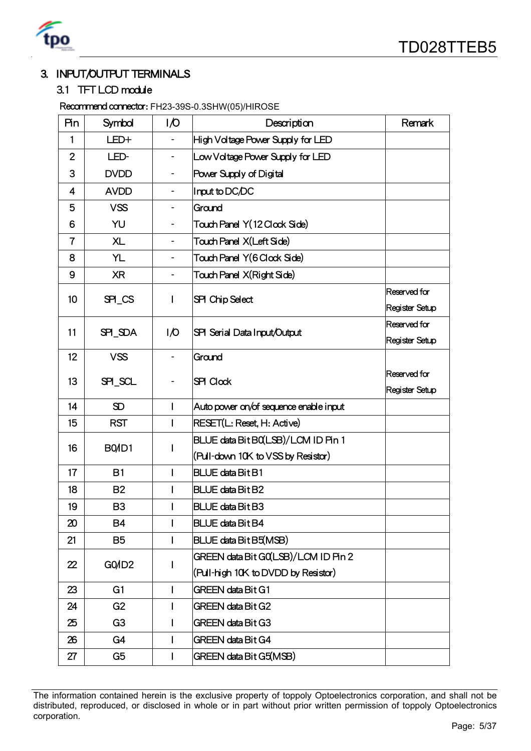## 3. INPUT/OUTPUT TERMINALS

### 3.1 TFT LCD module

Recommend connector: FH23-39S-0.3SHW(05)/HIROSE

| Pin | Symbol | I/O | Description | Remark |
|---|---|---|---|---|
| 1 | LED+ | - | High Voltage Power Supply for LED | |
| 2 | LED- | - | Low Voltage Power Supply for LED | |
| 3 | DVDD | - | Power Supply of Digital | |
| 4 | AVDD | - | Input to DC/DC | |
| 5 | VSS | - | Ground | |
| 6 | YU | - | Touch Panel Y(12 Clock Side) | |
| 7 | XL | - | Touch Panel X(Left Side) | |
| 8 | YL | - | Touch Panel Y(6 Clock Side) | |
| 9 | XR | - | Touch Panel X(Right Side) | |
| 10 | SPI_CS | I | SPI Chip Select | Reserved for Register Setup |
| 11 | SPI_SDA | I/O | SPI Serial Data Input/Output | Reserved for Register Setup |
| 12 | VSS | - | Ground | |
| 13 | SPI_SCL | - | SPI Clock | Reserved for Register Setup |
| 14 | SD | I | Auto power on/of sequence enable input | |
| 15 | RST | I | RESET(L: Reset, H: Active) | |
| 16 | B0/ID1 | I | BLUE data Bit B0(LSB)/LCM ID Pin 1 (Pull-down 10K to VSS by Resistor) | |
| 17 | B1 | I | BLUE data Bit B1 | |
| 18 | B2 | I | BLUE data Bit B2 | |
| 19 | B3 | I | BLUE data Bit B3 | |
| 20 | B4 | I | BLUE data Bit B4 | |
| 21 | B5 | I | BLUE data Bit B5(MSB) | |
| 22 | G0/ID2 | I | GREEN data Bit G0(LSB)/LCM ID Pin 2 (Pull-high 10K to DVDD by Resistor) | |
| 23 | G1 | I | GREEN data Bit G1 | |
| 24 | G2 | I | GREEN data Bit G2 | |
| 25 | G3 | I | GREEN data Bit G3 | |
| 26 | G4 | I | GREEN data Bit G4 | |
| 27 | G5 | I | GREEN data Bit G5(MSB) | |

The information contained herein is the exclusive property of toppoly Optoelectronics corporation, and shall not be distributed, reproduced, or disclosed in whole or in part without prior written permission of toppoly Optoelectronics corporation.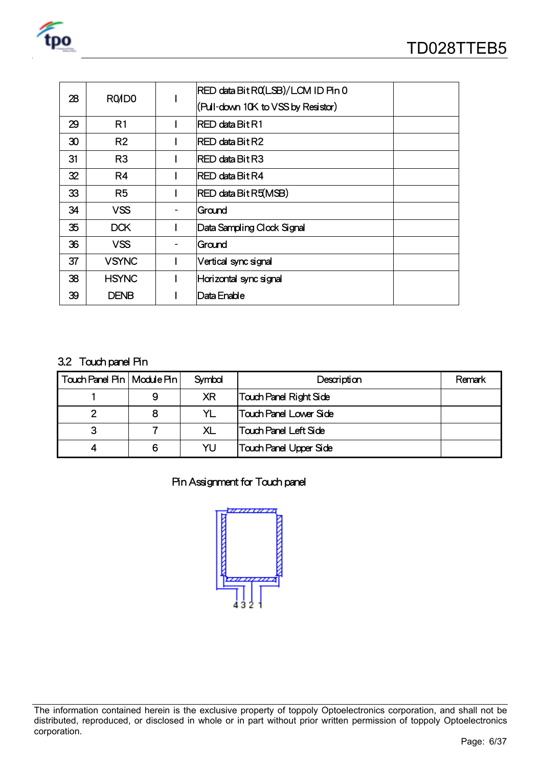| 28 | R0/ID0 | I | RED data Bit R0(LSB)/LCM ID Pin 0 (Pull-down 10K to VSS by Resistor) | |
|---|---|---|---|---|
| 29 | R1 | I | RED data Bit R1 | |
| 30 | R2 | I | RED data Bit R2 | |
| 31 | R3 | I | RED data Bit R3 | |
| 32 | R4 | I | RED data Bit R4 | |
| 33 | R5 | I | RED data Bit R5(MSB) | |
| 34 | VSS | - | Ground | |
| 35 | DCK | I | Data Sampling Clock Signal | |
| 36 | VSS | - | Ground | |
| 37 | VSYNC | I | Vertical sync signal | |
| 38 | HSYNC | I | Horizontal sync signal | |
| 39 | DENB | I | Data Enable | |

### 3.2 Touch panel Pin

| Touch Panel Pin | Module Pin | Symbol | Description | Remark |
|---|---|---|---|---|
| 1 | 9 | XR | Touch Panel Right Side | |
| 2 | 8 | YL | Touch Panel Lower Side | |
| 3 | 7 | XL | Touch Panel Left Side | |
| 4 | 6 | YU | Touch Panel Upper Side | |

Pin Assignment for Touch panel

4 3 2 1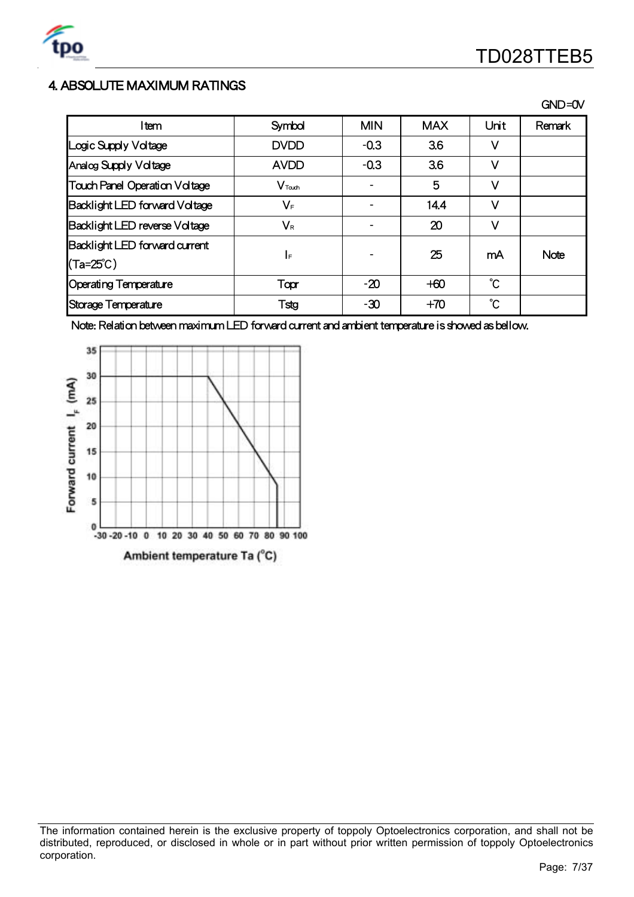## 4. ABSOLUTE MAXIMUM RATINGS

GND=0V

| Item | Symbol | MIN | MAX | Unit | Remark |
|---|---|---|---|---|---|
| Logic Supply Voltage | DVDD | -0.3 | 3.6 | V | |
| Analog Supply Voltage | AVDD | -0.3 | 3.6 | V | |
| Touch Panel Operation Voltage | $V_{Touch}$ | - | 5 | V | |
| Backlight LED forward Voltage | $V_F$ | - | 14.4 | V | |
| Backlight LED reverse Voltage | $V_R$ | - | 20 | V | |
| Backlight LED forward current (Ta=25℃) | $I_F$ | - | 25 | mA | Note |
| Operating Temperature | Topr | -20 | +60 | ℃ | |
| Storage Temperature | Tstg | -30 | +70 | ℃ | |

Note: Relation between maximum LED forward current and ambient temperature is showed as bellow.

Forward current $I_F$ (mA) vs. Ambient temperature Ta (°C)

The information contained herein is the exclusive property of toppoly Optoelectronics corporation, and shall not be distributed, reproduced, or disclosed in whole or in part without prior written permission of toppoly Optoelectronics corporation.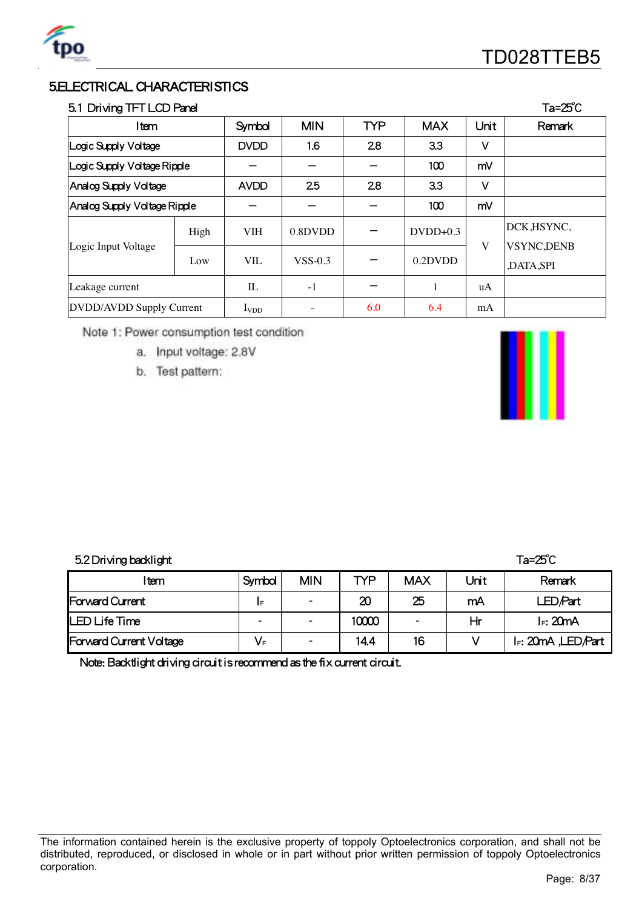# 5.ELECTRICAL CHARACTERISTICS

## 5.1 Driving TFT LCD Panel

Ta=25℃

| Item | | Symbol | MIN | TYP | MAX | Unit | Remark |
|---|---|---|---|---|---|---|---|
| Logic Supply Voltage | | DVDD | 1.6 | 2.8 | 3.3 | V | |
| Logic Supply Voltage Ripple | | — | — | — | 100 | mV | |
| Analog Supply Voltage | | AVDD | 2.5 | 2.8 | 3.3 | V | |
| Analog Supply Voltage Ripple | | — | — | — | 100 | mV | |
| Logic Input Voltage | High | VIH | 0.8DVDD | — | DVDD+0.3 | V | DCK,HSYNC, VSYNC,DENB ,DATA,SPI |
| | Low | VIL | VSS-0.3 | — | 0.2DVDD | | |
| Leakage current | | IL | -1 | — | 1 | uA | |
| DVDD/AVDD Supply Current | | $I_{VDD}$ | - | 6.0 | 6.4 | mA | |

Note 1: Power consumption test condition

a. Input voltage: 2.8V

b. Test pattern:

## 5.2 Driving backlight

Ta=25℃

| Item | Symbol | MIN | TYP | MAX | Unit | Remark |
|---|---|---|---|---|---|---|
| Forward Current | $I_F$ | - | 20 | 25 | mA | LED/Part |
| LED Life Time | - | - | 10000 | - | Hr | $I_F$: 20mA |
| Forward Current Voltage | $V_F$ | - | 14.4 | 16 | V | $I_F$: 20mA ,LED/Part |

Note: Backlight driving circuit is recommend as the fix current circuit.

The information contained herein is the exclusive property of toppoly Optoelectronics corporation, and shall not be distributed, reproduced, or disclosed in whole or in part without prior written permission of toppoly Optoelectronics corporation.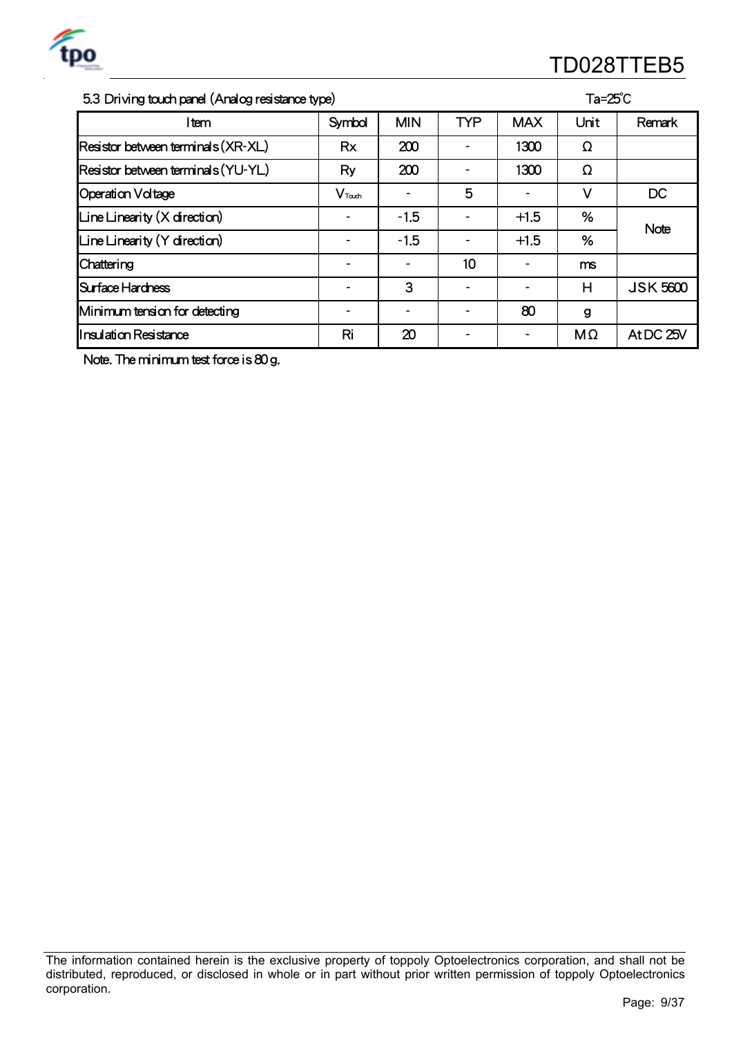### 5.3 Driving touch panel (Analog resistance type)

Ta=25℃

| Item | Symbol | MIN | TYP | MAX | Unit | Remark |
|---|---|---|---|---|---|---|
| Resistor between terminals (XR-XL) | Rx | 200 | - | 1300 | Ω | |
| Resistor between terminals (YU-YL) | Ry | 200 | - | 1300 | Ω | |
| Operation Voltage | $V_{Touch}$ | - | 5 | - | V | DC |
| Line Linearity (X direction) | - | -1.5 | - | +1.5 | % | Note |
| Line Linearity (Y direction) | - | -1.5 | - | +1.5 | % | |
| Chattering | - | - | 10 | - | ms | |
| Surface Hardness | - | 3 | - | - | H | JSK 5600 |
| Minimum tension for detecting | - | - | - | 80 | g | |
| Insulation Resistance | Ri | 20 | - | - | MΩ | At DC 25V |

Note. The minimum test force is 80 g.

The information contained herein is the exclusive property of toppoly Optoelectronics corporation, and shall not be distributed, reproduced, or disclosed in whole or in part without prior written permission of toppoly Optoelectronics corporation.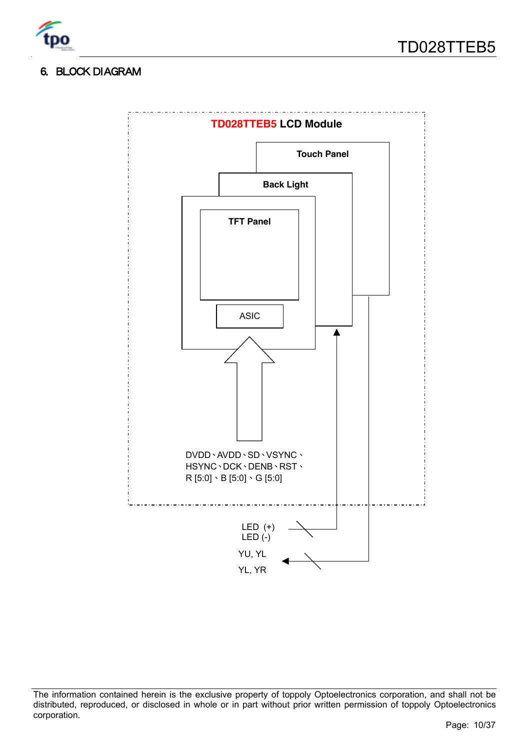## 6. BLOCK DIAGRAM

TD028TTEB5 LCD Module

Touch Panel

Back Light

TFT Panel

ASIC

DVDD、AVDD、SD、VSYNC、HSYNC、DCK、DENB、RST、R [5:0]、B [5:0]、G [5:0]

LED (+)
LED (-)

YU, YL

YL, YR

The information contained herein is the exclusive property of toppoly Optoelectronics corporation, and shall not be distributed, reproduced, or disclosed in whole or in part without prior written permission of toppoly Optoelectronics corporation.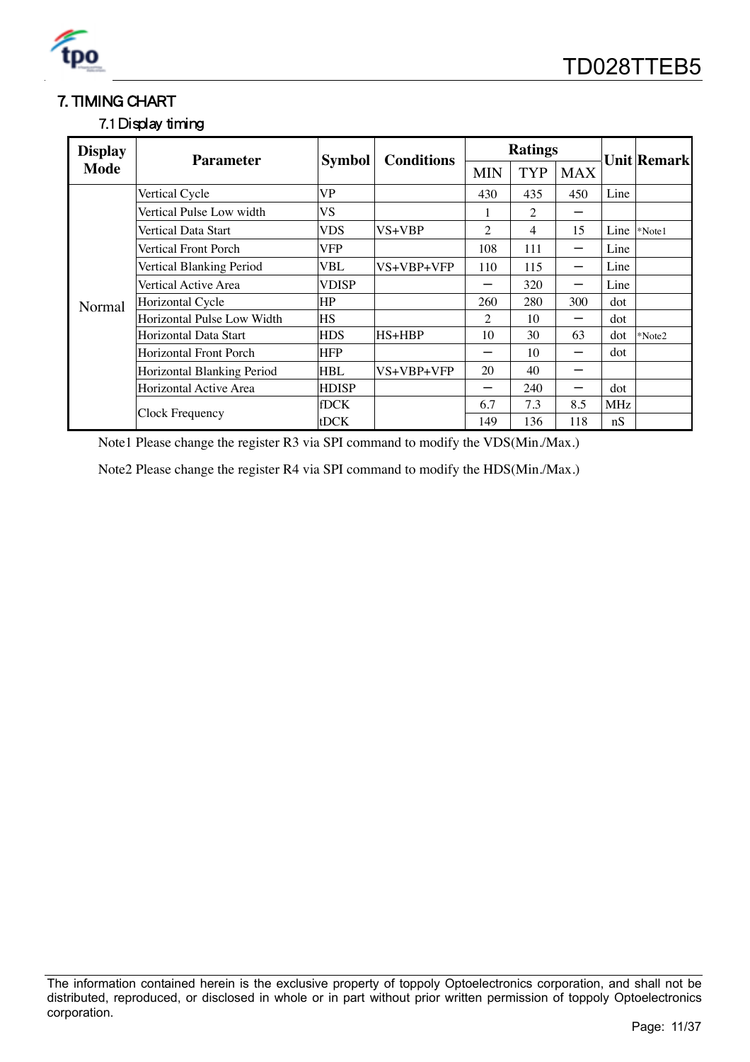# 7. TIMING CHART

## 7.1 Display timing

| Display Mode | Parameter | Symbol | Conditions | Ratings | | | Unit | Remark |
|---|---|---|---|---|---|---|---|---|
| | | | | MIN | TYP | MAX | | |
| Normal | Vertical Cycle | VP | | 430 | 435 | 450 | Line | |
| | Vertical Pulse Low width | VS | | 1 | 2 | – | | |
| | Vertical Data Start | VDS | VS+VBP | 2 | 4 | 15 | Line | *Note1 |
| | Vertical Front Porch | VFP | | 108 | 111 | – | Line | |
| | Vertical Blanking Period | VBL | VS+VBP+VFP | 110 | 115 | – | Line | |
| | Vertical Active Area | VDISP | | – | 320 | – | Line | |
| | Horizontal Cycle | HP | | 260 | 280 | 300 | dot | |
| | Horizontal Pulse Low Width | HS | | 2 | 10 | – | dot | |
| | Horizontal Data Start | HDS | HS+HBP | 10 | 30 | 63 | dot | *Note2 |
| | Horizontal Front Porch | HFP | | – | 10 | – | dot | |
| | Horizontal Blanking Period | HBL | VS+VBP+VFP | 20 | 40 | – | | |
| | Horizontal Active Area | HDISP | | – | 240 | – | dot | |
| | Clock Frequency | fDCK | | 6.7 | 7.3 | 8.5 | MHz | |
| | | tDCK | | 149 | 136 | 118 | nS | |

Note1 Please change the register R3 via SPI command to modify the VDS(Min./Max.)

Note2 Please change the register R4 via SPI command to modify the HDS(Min./Max.)

The information contained herein is the exclusive property of toppoly Optoelectronics corporation, and shall not be distributed, reproduced, or disclosed in whole or in part without prior written permission of toppoly Optoelectronics corporation.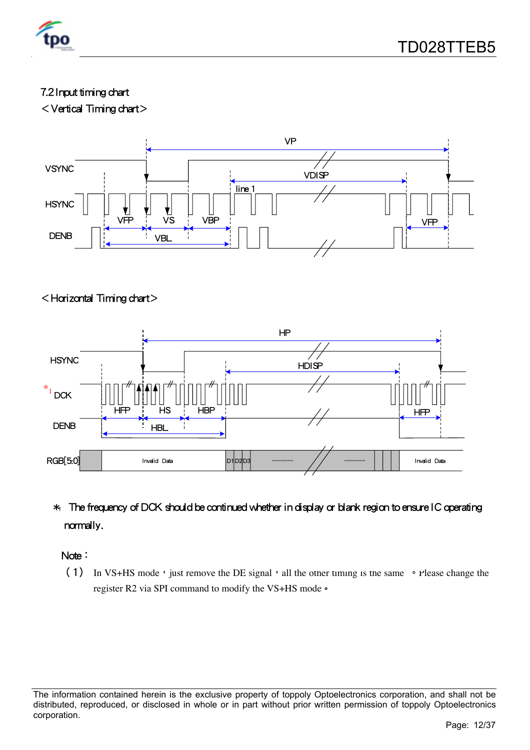### 7.2 Input timing chart

＜Vertical Timing chart＞

VP

VSYNC

VDISP

line 1

HSYNC

VFP VS VBP VFP

DENB

VBL

＜Horizontal Timing chart＞

HP

HSYNC

HDISP

*1 DCK

HFP HS HBP HFP

DENB

HBL

RGB[5:0] Invalid Data D1 D2 D3 ............... ............... Invalid Data

*1 The frequency of DCK should be continued whether in display or blank region to ensure IC operating normally.

Note：

（1） In VS+HS mode，just remove the DE signal，all the other timing is the same 。Please change the register R2 via SPI command to modify the VS+HS mode。

The information contained herein is the exclusive property of toppoly Optoelectronics corporation, and shall not be distributed, reproduced, or disclosed in whole or in part without prior written permission of toppoly Optoelectronics corporation.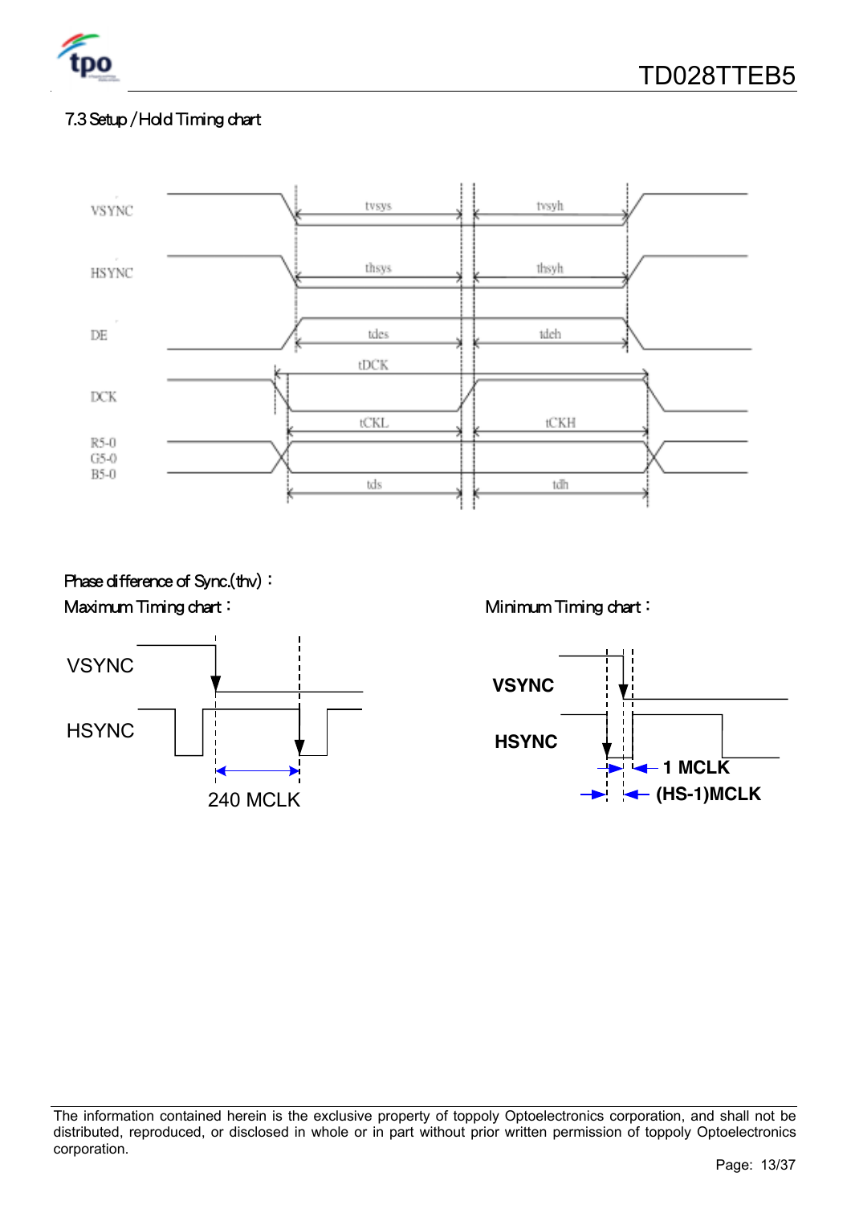## 7.3 Setup / Hold Timing chart

VSYNC — tvsys — tvsyh

HSYNC — thsys — thsyh

DE — tdes — tdeh

DCK — tDCK — tCKL — tCKH

R5-0
G5-0
B5-0 — tds — tdh

Phase difference of Sync.(thv)：

Maximum Timing chart：

VSYNC

HSYNC

240 MCLK

Minimum Timing chart：

**VSYNC**

**HSYNC**

**1 MCLK**

**(HS-1)MCLK**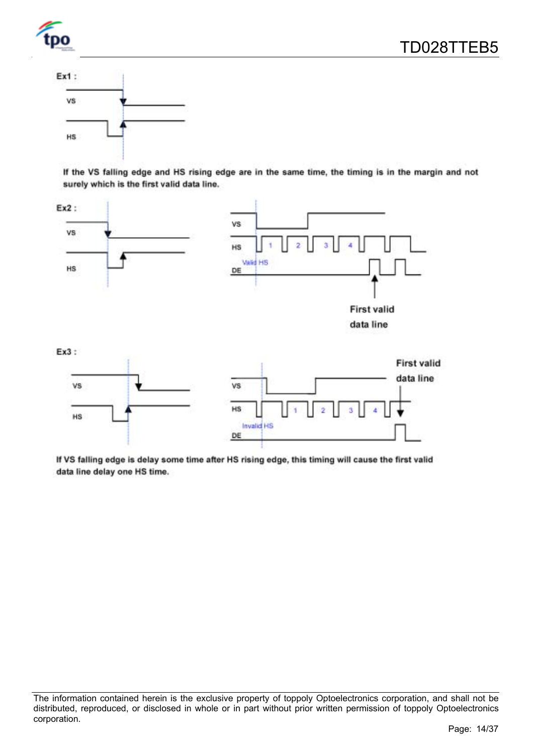Ex1 :

If the VS falling edge and HS rising edge are in the same time, the timing is in the margin and not surely which is the first valid data line.

Ex2 :

First valid data line

Ex3 :

First valid data line

If VS falling edge is delay some time after HS rising edge, this timing will cause the first valid data line delay one HS time.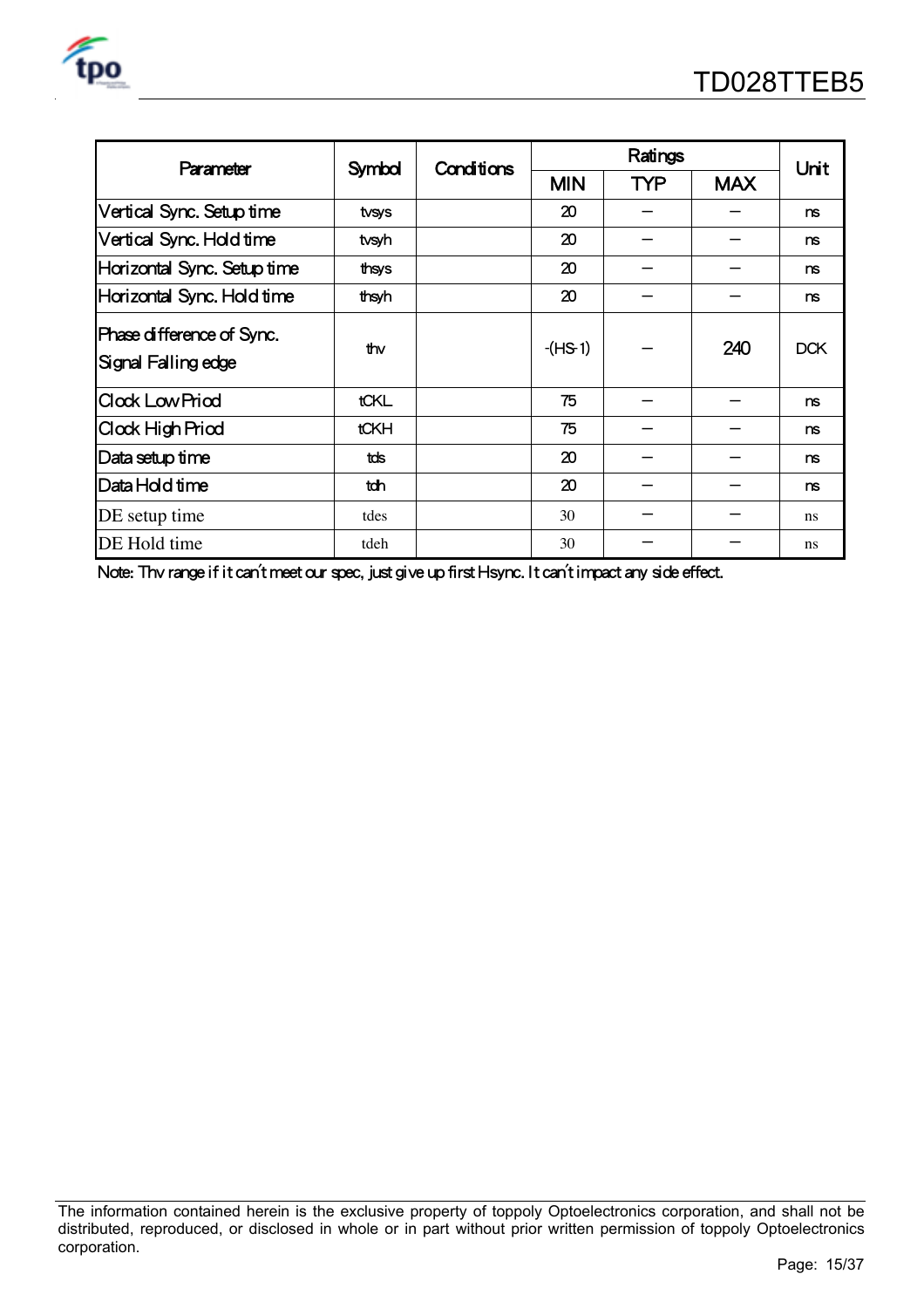| Parameter | Symbol | Conditions | Ratings | | | Unit |
|---|---|---|---|---|---|---|
| | | | MIN | TYP | MAX | |
| Vertical Sync. Setup time | tvsys | | 20 | – | – | ns |
| Vertical Sync. Hold time | tvsyh | | 20 | – | – | ns |
| Horizontal Sync. Setup time | thsys | | 20 | – | – | ns |
| Horizontal Sync. Hold time | thsyh | | 20 | – | – | ns |
| Phase difference of Sync. Signal Falling edge | thv | | -(HS-1) | – | 240 | DCK |
| Clock Low Priod | tCKL | | 75 | – | – | ns |
| Clock High Priod | tCKH | | 75 | – | – | ns |
| Data setup time | tds | | 20 | – | – | ns |
| Data Hold time | tdh | | 20 | – | – | ns |
| DE setup time | tdes | | 30 | – | – | ns |
| DE Hold time | tdeh | | 30 | – | – | ns |

Note: Thv range if it can't meet our spec, just give up first Hsync. It can't impact any side effect.

The information contained herein is the exclusive property of toppoly Optoelectronics corporation, and shall not be distributed, reproduced, or disclosed in whole or in part without prior written permission of toppoly Optoelectronics corporation.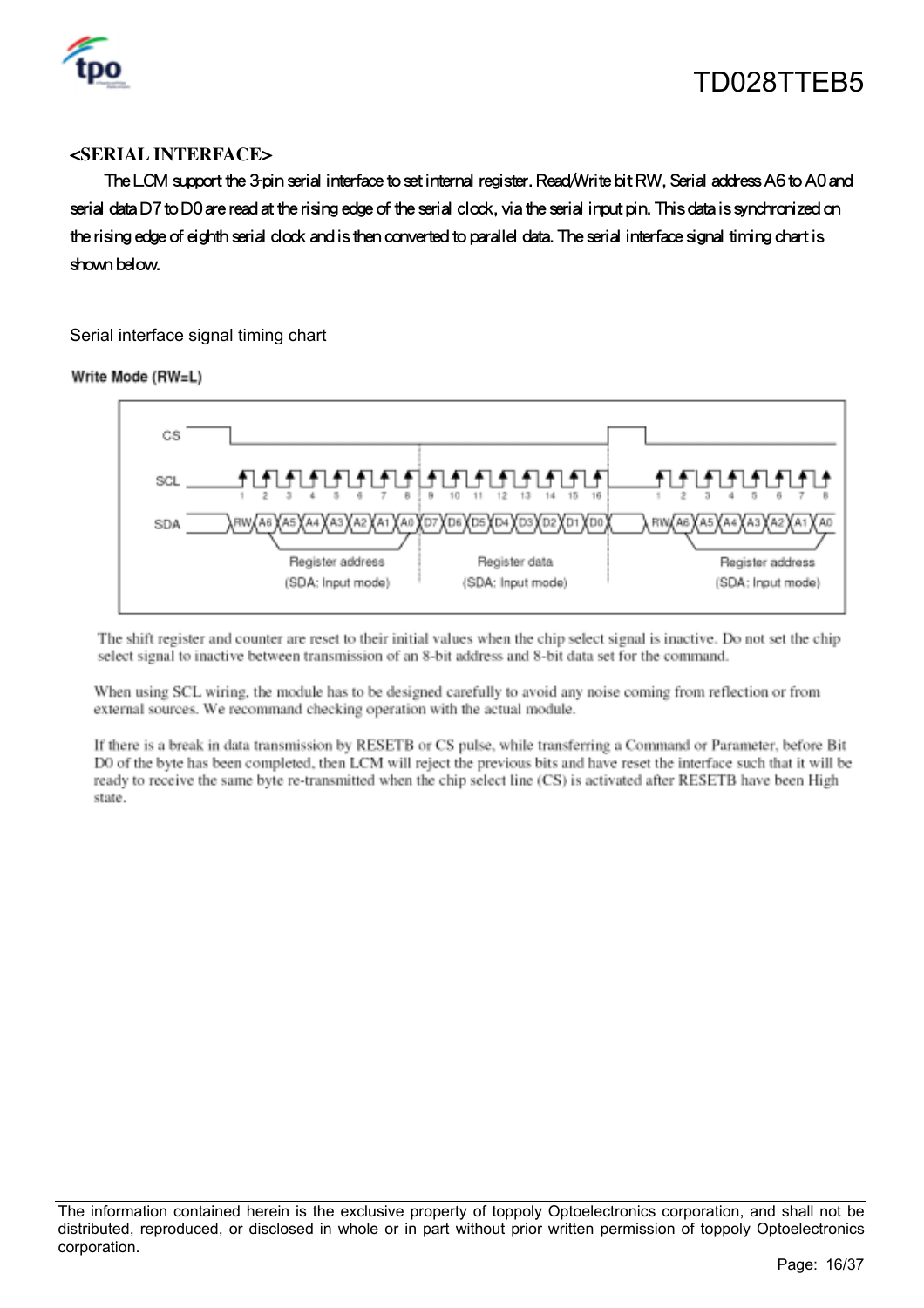## <SERIAL INTERFACE>

The LCM support the 3-pin serial interface to set internal register. Read/Write bit RW, Serial address A6 to A0 and serial data D7 to D0 are read at the rising edge of the serial clock, via the serial input pin. This data is synchronized on the rising edge of eighth serial clock and is then converted to parallel data. The serial interface signal timing chart is shown below.

Serial interface signal timing chart

**Write Mode (RW=L)**

CS

SCL 1 2 3 4 5 6 7 8 9 10 11 12 13 14 15 16 1 2 3 4 5 6 7 8

SDA RW A6 A5 A4 A3 A2 A1 A0 D7 D6 D5 D4 D3 D2 D1 D0 RW A6 A5 A4 A3 A2 A1 A0

Register address (SDA: Input mode) | Register data (SDA: Input mode) | Register address (SDA: Input mode)

The shift register and counter are reset to their initial values when the chip select signal is inactive. Do not set the chip select signal to inactive between transmission of an 8-bit address and 8-bit data set for the command.

When using SCL wiring, the module has to be designed carefully to avoid any noise coming from reflection or from external sources. We recommand checking operation with the actual module.

If there is a break in data transmission by RESETB or CS pulse, while transferring a Command or Parameter, before Bit D0 of the byte has been completed, then LCM will reject the previous bits and have reset the interface such that it will be ready to receive the same byte re-transmitted when the chip select line (CS) is activated after RESETB have been High state.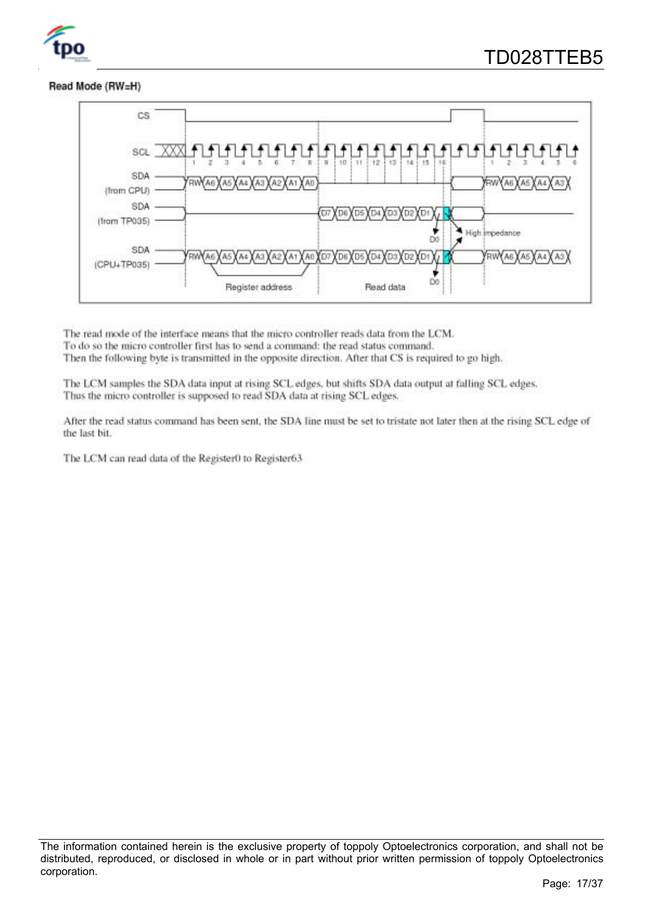**Read Mode (RW=H)**

The read mode of the interface means that the micro controller reads data from the LCM.
To do so the micro controller first has to send a command: the read status command.
Then the following byte is transmitted in the opposite direction. After that CS is required to go high.

The LCM samples the SDA data input at rising SCL edges, but shifts SDA data output at falling SCL edges.
Thus the micro controller is supposed to read SDA data at rising SCL edges.

After the read status command has been sent, the SDA line must be set to tristate not later then at the rising SCL edge of the last bit.

The LCM can read data of the Register0 to Register63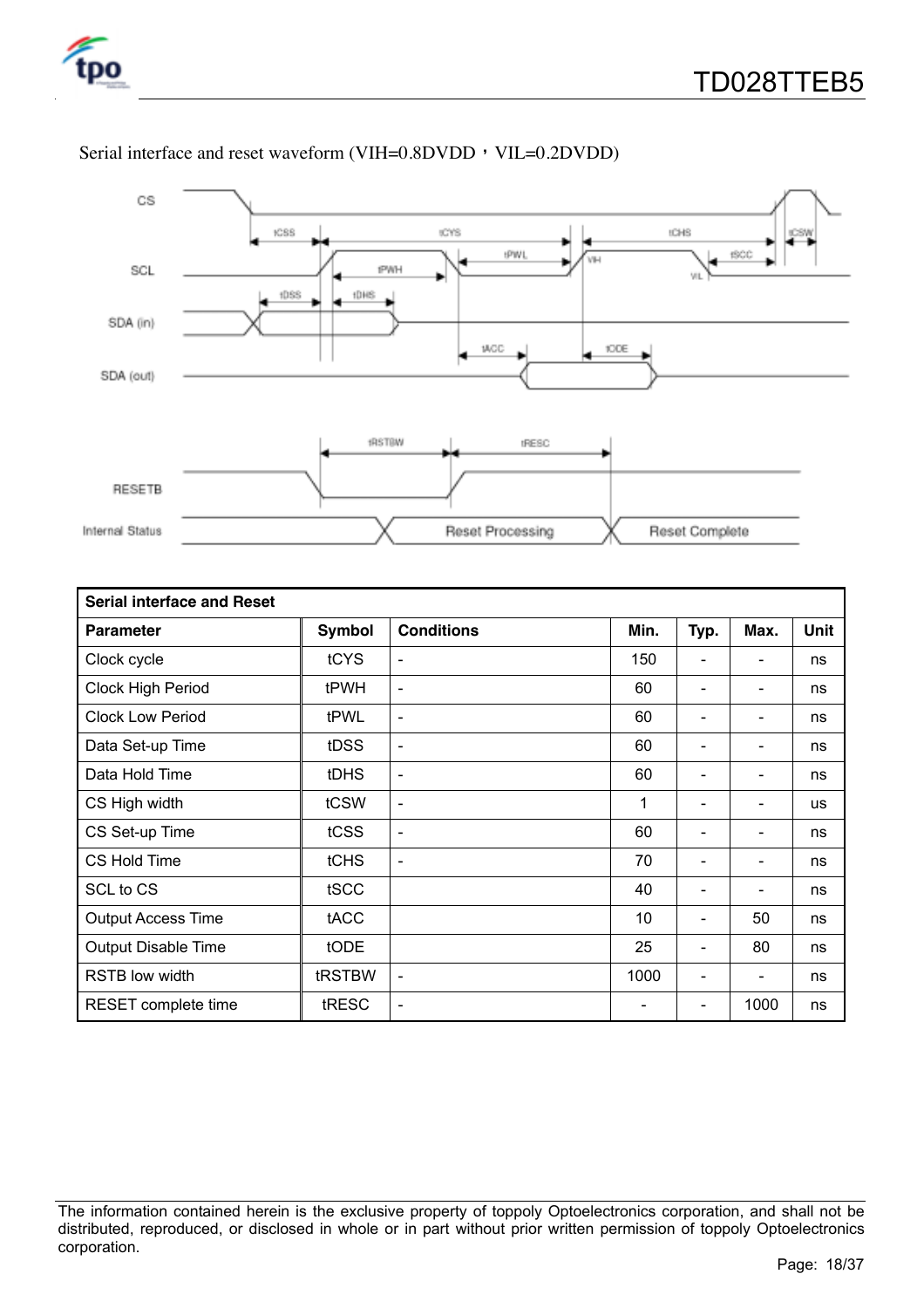Serial interface and reset waveform (VIH=0.8DVDD，VIL=0.2DVDD)

| **Serial interface and Reset** | | | | | | |
|---|---|---|---|---|---|---|
| **Parameter** | **Symbol** | **Conditions** | **Min.** | **Typ.** | **Max.** | **Unit** |
| Clock cycle | tCYS | - | 150 | - | - | ns |
| Clock High Period | tPWH | - | 60 | - | - | ns |
| Clock Low Period | tPWL | - | 60 | - | - | ns |
| Data Set-up Time | tDSS | - | 60 | - | - | ns |
| Data Hold Time | tDHS | - | 60 | - | - | ns |
| CS High width | tCSW | - | 1 | - | - | us |
| CS Set-up Time | tCSS | - | 60 | - | - | ns |
| CS Hold Time | tCHS | - | 70 | - | - | ns |
| SCL to CS | tSCC | | 40 | - | - | ns |
| Output Access Time | tACC | | 10 | - | 50 | ns |
| Output Disable Time | tODE | | 25 | - | 80 | ns |
| RSTB low width | tRSTBW | - | 1000 | - | - | ns |
| RESET complete time | tRESC | - | - | - | 1000 | ns |

The information contained herein is the exclusive property of toppoly Optoelectronics corporation, and shall not be distributed, reproduced, or disclosed in whole or in part without prior written permission of toppoly Optoelectronics corporation.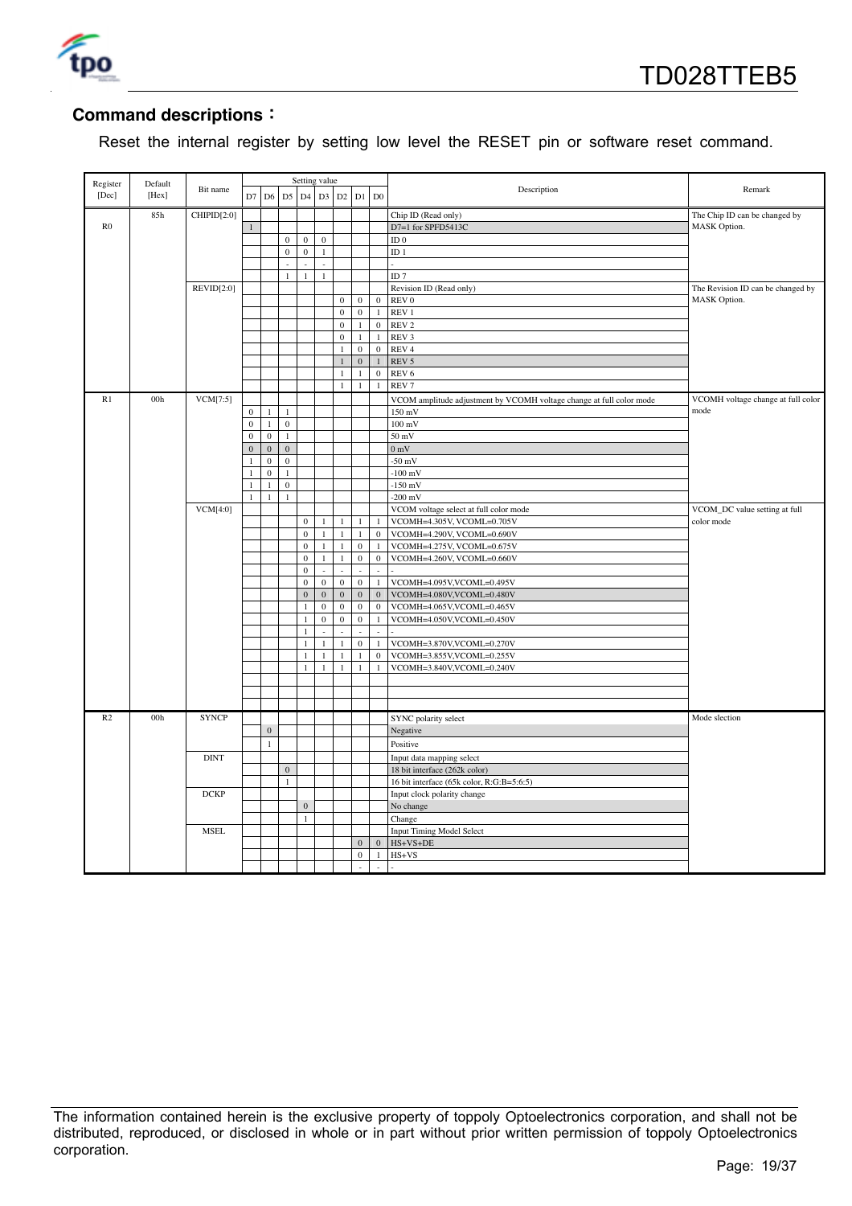## Command descriptions：

Reset the internal register by setting low level the RESET pin or software reset command.

| Register [Dec] | Default [Hex] | Bit name | D7 | D6 | D5 | D4 | D3 | D2 | D1 | D0 | Description | Remark |
|---|---|---|---|---|---|---|---|---|---|---|---|---|
| R0 | 85h | CHIPID[2:0] | | | | | | | | | Chip ID (Read only) | The Chip ID can be changed by MASK Option. |
| | | | 1 | | | | | | | | D7=1 for SPFD5413C | |
| | | | | | 0 | 0 | 0 | | | | ID 0 | |
| | | | | | 0 | 0 | 1 | | | | ID 1 | |
| | | | | | - | - | - | | | | - | |
| | | | | | 1 | 1 | 1 | | | | ID 7 | |
| | | REVID[2:0] | | | | | | | | | Revision ID (Read only) | The Revision ID can be changed by MASK Option. |
| | | | | | | | | 0 | 0 | 0 | REV 0 | |
| | | | | | | | | 0 | 0 | 1 | REV 1 | |
| | | | | | | | | 0 | 1 | 0 | REV 2 | |
| | | | | | | | | 0 | 1 | 1 | REV 3 | |
| | | | | | | | | 1 | 0 | 0 | REV 4 | |
| | | | | | | | | 1 | 0 | 1 | REV 5 | |
| | | | | | | | | 1 | 1 | 0 | REV 6 | |
| | | | | | | | | 1 | 1 | 1 | REV 7 | |
| R1 | 00h | VCM[7:5] | | | | | | | | | VCOM amplitude adjustment by VCOMH voltage change at full color mode | VCOMH voltage change at full color mode |
| | | | 0 | 1 | 1 | | | | | | 150 mV | |
| | | | 0 | 1 | 0 | | | | | | 100 mV | |
| | | | 0 | 0 | 1 | | | | | | 50 mV | |
| | | | 0 | 0 | 0 | | | | | | 0 mV | |
| | | | 1 | 0 | 0 | | | | | | -50 mV | |
| | | | 1 | 0 | 1 | | | | | | -100 mV | |
| | | | 1 | 1 | 0 | | | | | | -150 mV | |
| | | | 1 | 1 | 1 | | | | | | -200 mV | |
| | | VCM[4:0] | | | | | | | | | VCOM voltage select at full color mode | VCOM_DC value setting at full color mode |
| | | | | | | 0 | 1 | 1 | 1 | 1 | VCOMH=4.305V, VCOML=0.705V | |
| | | | | | | 0 | 1 | 1 | 1 | 0 | VCOMH=4.290V, VCOML=0.690V | |
| | | | | | | 0 | 1 | 1 | 0 | 1 | VCOMH=4.275V, VCOML=0.675V | |
| | | | | | | 0 | 1 | 1 | 0 | 0 | VCOMH=4.260V, VCOML=0.660V | |
| | | | | | | 0 | - | - | - | - | - | |
| | | | | | | 0 | 0 | 0 | 0 | 1 | VCOMH=4.095V,VCOML=0.495V | |
| | | | | | | 0 | 0 | 0 | 0 | 0 | VCOMH=4.080V,VCOML=0.480V | |
| | | | | | | 1 | 0 | 0 | 0 | 0 | VCOMH=4.065V,VCOML=0.465V | |
| | | | | | | 1 | 0 | 0 | 0 | 1 | VCOMH=4.050V,VCOML=0.450V | |
| | | | | | | 1 | - | - | - | - | - | |
| | | | | | | 1 | 1 | 1 | 0 | 1 | VCOMH=3.870V,VCOML=0.270V | |
| | | | | | | 1 | 1 | 1 | 1 | 0 | VCOMH=3.855V,VCOML=0.255V | |
| | | | | | | 1 | 1 | 1 | 1 | 1 | VCOMH=3.840V,VCOML=0.240V | |
| R2 | 00h | SYNCP | | | | | | | | | SYNC polarity select | Mode slection |
| | | | | 0 | | | | | | | Negative | |
| | | | | 1 | | | | | | | Positive | |
| | | DINT | | | | | | | | | Input data mapping select | |
| | | | | | 0 | | | | | | 18 bit interface (262k color) | |
| | | | | | 1 | | | | | | 16 bit interface (65k color, R:G:B=5:6:5) | |
| | | DCKP | | | | | | | | | Input clock polarity change | |
| | | | | | | 0 | | | | | No change | |
| | | | | | | 1 | | | | | Change | |
| | | MSEL | | | | | | | | | Input Timing Model Select | |
| | | | | | | | | | 0 | 0 | HS+VS+DE | |
| | | | | | | | | | 0 | 1 | HS+VS | |
| | | | | | | | | | - | - | - | |

The information contained herein is the exclusive property of toppoly Optoelectronics corporation, and shall not be distributed, reproduced, or disclosed in whole or in part without prior written permission of toppoly Optoelectronics corporation.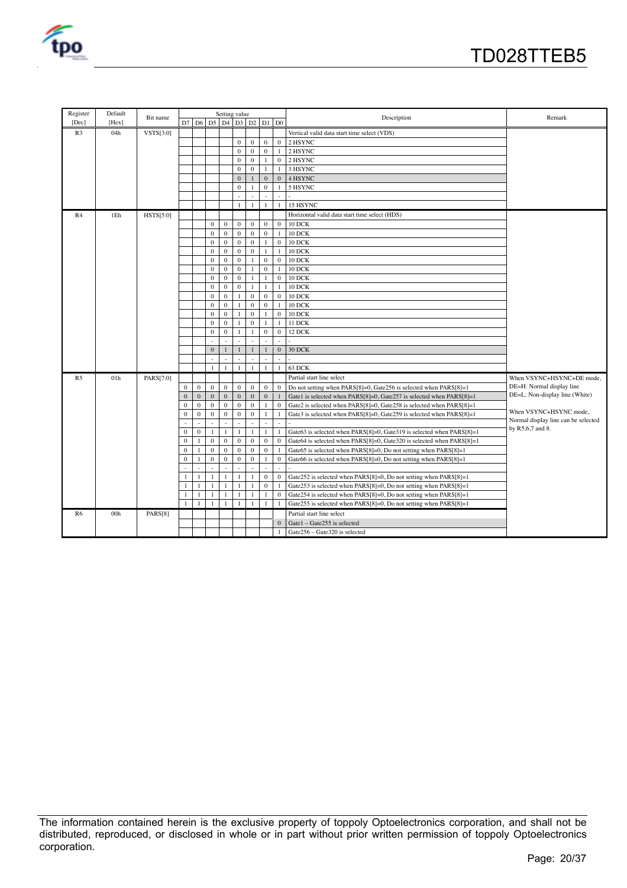| Register [Dec] | Default [Hex] | Bit name | D7 | D6 | D5 | D4 | D3 | D2 | D1 | D0 | Description | Remark |
|---|---|---|---|---|---|---|---|---|---|---|---|---|
| R3 | 04h | VSTS[3:0] | | | | | | | | | Vertical valid data start time select (VDS) | |
| | | | | | | | 0 | 0 | 0 | 0 | 2 HSYNC | |
| | | | | | | | 0 | 0 | 0 | 1 | 2 HSYNC | |
| | | | | | | | 0 | 0 | 1 | 0 | 2 HSYNC | |
| | | | | | | | 0 | 0 | 1 | 1 | 3 HSYNC | |
| | | | | | | | 0 | 1 | 0 | 0 | 4 HSYNC | |
| | | | | | | | 0 | 1 | 0 | 1 | 5 HSYNC | |
| | | | | | | | - | - | - | - | - | |
| | | | | | | | 1 | 1 | 1 | 1 | 15 HSYNC | |
| R4 | 1Eh | HSTS[5:0] | | | | | | | | | Horizontal valid data start time select (HDS) | |
| | | | | | 0 | 0 | 0 | 0 | 0 | 0 | 10 DCK | |
| | | | | | 0 | 0 | 0 | 0 | 0 | 1 | 10 DCK | |
| | | | | | 0 | 0 | 0 | 0 | 1 | 0 | 10 DCK | |
| | | | | | 0 | 0 | 0 | 0 | 1 | 1 | 10 DCK | |
| | | | | | 0 | 0 | 0 | 1 | 0 | 0 | 10 DCK | |
| | | | | | 0 | 0 | 0 | 1 | 0 | 1 | 10 DCK | |
| | | | | | 0 | 0 | 0 | 1 | 1 | 0 | 10 DCK | |
| | | | | | 0 | 0 | 0 | 1 | 1 | 1 | 10 DCK | |
| | | | | | 0 | 0 | 1 | 0 | 0 | 0 | 10 DCK | |
| | | | | | 0 | 0 | 1 | 0 | 0 | 1 | 10 DCK | |
| | | | | | 0 | 0 | 1 | 0 | 1 | 0 | 10 DCK | |
| | | | | | 0 | 0 | 1 | 0 | 1 | 1 | 11 DCK | |
| | | | | | 0 | 0 | 1 | 1 | 0 | 0 | 12 DCK | |
| | | | | | - | - | - | - | - | - | - | |
| | | | | | 0 | 1 | 1 | 1 | 1 | 0 | 30 DCK | |
| | | | | | - | - | - | - | - | - | - | |
| | | | | | 1 | 1 | 1 | 1 | 1 | 1 | 63 DCK | |
| R5 | 01h | PARS[7:0] | | | | | | | | | Partial start line select | When VSYNC+HSYNC+DE mode, DE=H: Normal display line DE=L: Non-display line (White) When VSYNC+HSYNC mode, Normal display line can be selected by R5,6,7 and 8. |
| | | | 0 | 0 | 0 | 0 | 0 | 0 | 0 | 0 | Do not setting when PARS[8]=0, Gate256 is selected when PARS[8]=1 | |
| | | | 0 | 0 | 0 | 0 | 0 | 0 | 0 | 1 | Gate1 is selected when PARS[8]=0, Gate257 is selected when PARS[8]=1 | |
| | | | 0 | 0 | 0 | 0 | 0 | 0 | 1 | 0 | Gate2 is selected when PARS[8]=0, Gate258 is selected when PARS[8]=1 | |
| | | | 0 | 0 | 0 | 0 | 0 | 0 | 1 | 1 | Gate3 is selected when PARS[8]=0, Gate259 is selected when PARS[8]=1 | |
| | | | - | - | - | - | - | - | - | - | - | |
| | | | 0 | 0 | 1 | 1 | 1 | 1 | 1 | 1 | Gate63 is selected when PARS[8]=0, Gate319 is selected when PARS[8]=1 | |
| | | | 0 | 1 | 0 | 0 | 0 | 0 | 0 | 0 | Gate64 is selected when PARS[8]=0, Gate320 is selected when PARS[8]=1 | |
| | | | 0 | 1 | 0 | 0 | 0 | 0 | 0 | 1 | Gate65 is selected when PARS[8]=0, Do not setting when PARS[8]=1 | |
| | | | 0 | 1 | 0 | 0 | 0 | 0 | 1 | 0 | Gate66 is selected when PARS[8]=0, Do not setting when PARS[8]=1 | |
| | | | - | - | - | - | - | - | - | - | - | |
| | | | 1 | 1 | 1 | 1 | 1 | 1 | 0 | 0 | Gate252 is selected when PARS[8]=0, Do not setting when PARS[8]=1 | |
| | | | 1 | 1 | 1 | 1 | 1 | 1 | 0 | 1 | Gate253 is selected when PARS[8]=0, Do not setting when PARS[8]=1 | |
| | | | 1 | 1 | 1 | 1 | 1 | 1 | 1 | 0 | Gate254 is selected when PARS[8]=0, Do not setting when PARS[8]=1 | |
| | | | 1 | 1 | 1 | 1 | 1 | 1 | 1 | 1 | Gate255 is selected when PARS[8]=0, Do not setting when PARS[8]=1 | |
| R6 | 00h | PARS[8] | | | | | | | | | Partial start line select | |
| | | | | | | | | | | 0 | Gate1 – Gate255 is selected | |
| | | | | | | | | | | 1 | Gate256 – Gate320 is selected | |

The information contained herein is the exclusive property of toppoly Optoelectronics corporation, and shall not be distributed, reproduced, or disclosed in whole or in part without prior written permission of toppoly Optoelectronics corporation.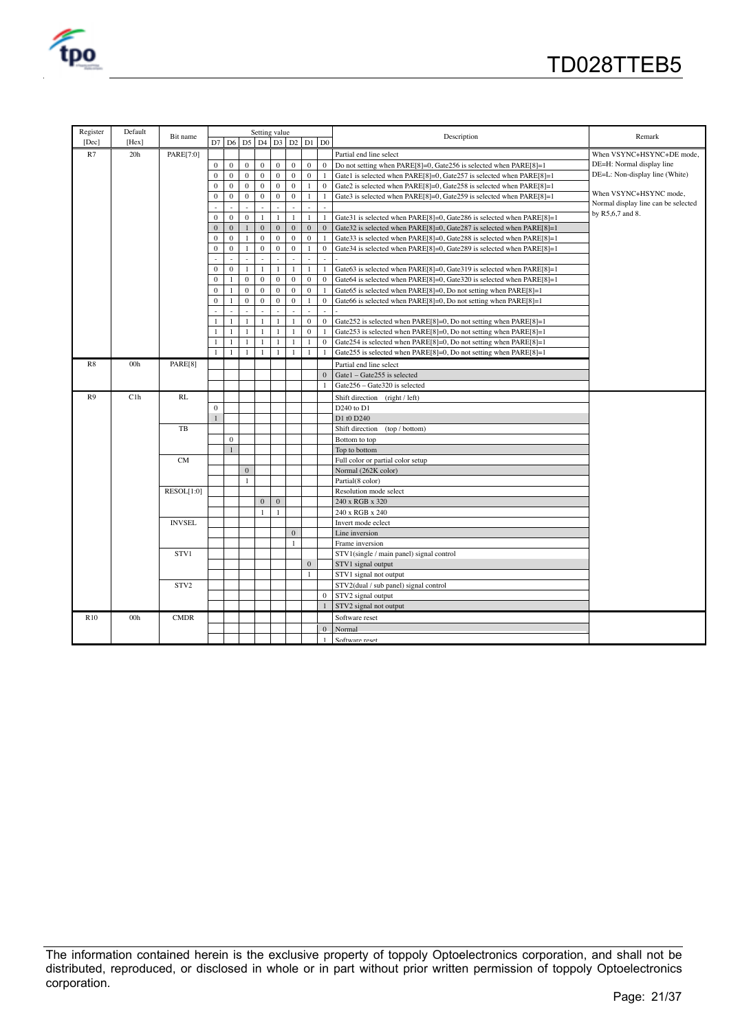| Register [Dec] | Default [Hex] | Bit name | D7 | D6 | D5 | D4 | D3 | D2 | D1 | D0 | Description | Remark |
|---|---|---|---|---|---|---|---|---|---|---|---|---|
| | | | Setting value | | | | | | | | | |
| R7 | 20h | PARE[7:0] | | | | | | | | | Partial end line select | When VSYNC+HSYNC+DE mode, DE=H: Normal display line DE=L: Non-display line (White) When VSYNC+HSYNC mode, Normal display line can be selected by R5,6,7 and 8. |
| | | | 0 | 0 | 0 | 0 | 0 | 0 | 0 | 0 | Do not setting when PARE[8]=0, Gate256 is selected when PARE[8]=1 | |
| | | | 0 | 0 | 0 | 0 | 0 | 0 | 0 | 1 | Gate1 is selected when PARE[8]=0, Gate257 is selected when PARE[8]=1 | |
| | | | 0 | 0 | 0 | 0 | 0 | 0 | 1 | 0 | Gate2 is selected when PARE[8]=0, Gate258 is selected when PARE[8]=1 | |
| | | | 0 | 0 | 0 | 0 | 0 | 0 | 1 | 1 | Gate3 is selected when PARE[8]=0, Gate259 is selected when PARE[8]=1 | |
| | | | - | - | - | - | - | - | - | - | | |
| | | | 0 | 0 | 0 | 1 | 1 | 1 | 1 | 1 | Gate31 is selected when PARE[8]=0, Gate286 is selected when PARE[8]=1 | |
| | | | 0 | 0 | 1 | 0 | 0 | 0 | 0 | 0 | Gate32 is selected when PARE[8]=0, Gate287 is selected when PARE[8]=1 | |
| | | | 0 | 0 | 1 | 0 | 0 | 0 | 0 | 1 | Gate33 is selected when PARE[8]=0, Gate288 is selected when PARE[8]=1 | |
| | | | 0 | 0 | 1 | 0 | 0 | 0 | 1 | 0 | Gate34 is selected when PARE[8]=0, Gate289 is selected when PARE[8]=1 | |
| | | | - | - | - | - | - | - | - | - | - | |
| | | | 0 | 0 | 1 | 1 | 1 | 1 | 1 | 1 | Gate63 is selected when PARE[8]=0, Gate319 is selected when PARE[8]=1 | |
| | | | 0 | 1 | 0 | 0 | 0 | 0 | 0 | 0 | Gate64 is selected when PARE[8]=0, Gate320 is selected when PARE[8]=1 | |
| | | | 0 | 1 | 0 | 0 | 0 | 0 | 0 | 1 | Gate65 is selected when PARE[8]=0, Do not setting when PARE[8]=1 | |
| | | | 0 | 1 | 0 | 0 | 0 | 0 | 1 | 0 | Gate66 is selected when PARE[8]=0, Do not setting when PARE[8]=1 | |
| | | | - | - | - | - | - | - | - | - | - | |
| | | | 1 | 1 | 1 | 1 | 1 | 1 | 0 | 0 | Gate252 is selected when PARE[8]=0, Do not setting when PARE[8]=1 | |
| | | | 1 | 1 | 1 | 1 | 1 | 1 | 0 | 1 | Gate253 is selected when PARE[8]=0, Do not setting when PARE[8]=1 | |
| | | | 1 | 1 | 1 | 1 | 1 | 1 | 1 | 0 | Gate254 is selected when PARE[8]=0, Do not setting when PARE[8]=1 | |
| | | | 1 | 1 | 1 | 1 | 1 | 1 | 1 | 1 | Gate255 is selected when PARE[8]=0, Do not setting when PARE[8]=1 | |
| R8 | 00h | PARE[8] | | | | | | | | | Partial end line select | |
| | | | | | | | | | | 0 | Gate1 – Gate255 is selected | |
| | | | | | | | | | | 1 | Gate256 – Gate320 is selected | |
| R9 | C1h | RL | | | | | | | | | Shift direction (right / left) | |
| | | | 0 | | | | | | | | D240 to D1 | |
| | | | 1 | | | | | | | | D1 t0 D240 | |
| | | TB | | | | | | | | | Shift direction (top / bottom) | |
| | | | | 0 | | | | | | | Bottom to top | |
| | | | | 1 | | | | | | | Top to bottom | |
| | | CM | | | | | | | | | Full color or partial color setup | |
| | | | | | 0 | | | | | | Normal (262K color) | |
| | | | | | 1 | | | | | | Partial(8 color) | |
| | | RESOL[1:0] | | | | | | | | | Resolution mode select | |
| | | | | | | 0 | 0 | | | | 240 x RGB x 320 | |
| | | | | | | 1 | 1 | | | | 240 x RGB x 240 | |
| | | INVSEL | | | | | | | | | Invert mode eclect | |
| | | | | | | | | 0 | | | Line inversion | |
| | | | | | | | | 1 | | | Frame inversion | |
| | | STV1 | | | | | | | | | STV1(single / main panel) signal control | |
| | | | | | | | | | 0 | | STV1 signal output | |
| | | | | | | | | | 1 | | STV1 signal not output | |
| | | STV2 | | | | | | | | | STV2(dual / sub panel) signal control | |
| | | | | | | | | | | 0 | STV2 signal output | |
| | | | | | | | | | | 1 | STV2 signal not output | |
| R10 | 00h | CMDR | | | | | | | | | Software reset | |
| | | | | | | | | | | 0 | Normal | |
| | | | | | | | | | | 1 | Software reset | |

The information contained herein is the exclusive property of toppoly Optoelectronics corporation, and shall not be distributed, reproduced, or disclosed in whole or in part without prior written permission of toppoly Optoelectronics corporation.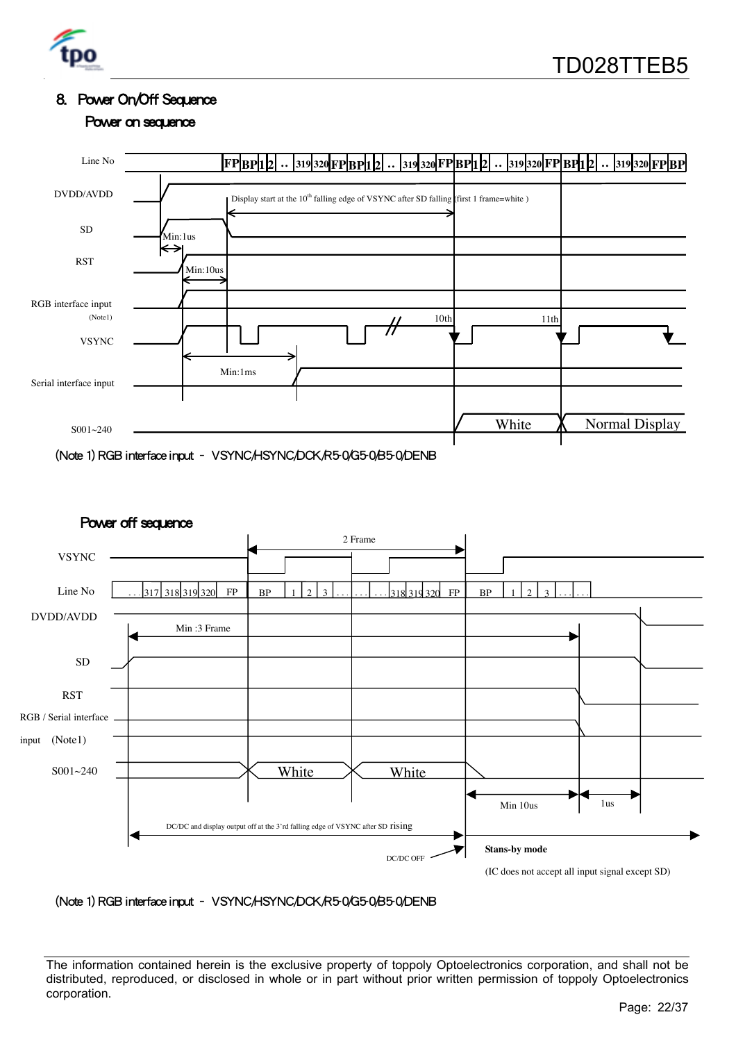## 8. Power On/Off Sequence

### Power on sequence

Line No: FP BP 1 2 .. 319 320 FP BP 1 2 .. 319 320 FP BP 1 2 .. 319 320 FP BP 1 2 .. 319 320 FP BP

DVDD/AVDD

Display start at the 10th falling edge of VSYNC after SD falling (first 1 frame=white )

SD

Min:1us

RST

Min:10us

RGB interface input (Note1)

VSYNC

10th

11th

Min:1ms

Serial interface input

S001~240

White

Normal Display

(Note 1) RGB interface input – VSYNC/HSYNC/DCK/R5-0/G5-0/B5-0/DENB

### Power off sequence

2 Frame

VSYNC

Line No: ... 317 318 319 320 FP BP 1 2 3 ... ... ... 318 319 320 FP BP 1 2 3 ... ...

DVDD/AVDD

Min :3 Frame

SD

RST

RGB / Serial interface input (Note1)

S001~240

White

White

Min 10us

1us

DC/DC and display output off at the 3'rd falling edge of VSYNC after SD rising

DC/DC OFF

**Stans-by mode**

(IC does not accept all input signal except SD)

(Note 1) RGB interface input – VSYNC/HSYNC/DCK/R5-0/G5-0/B5-0/DENB

The information contained herein is the exclusive property of toppoly Optoelectronics corporation, and shall not be distributed, reproduced, or disclosed in whole or in part without prior written permission of toppoly Optoelectronics corporation.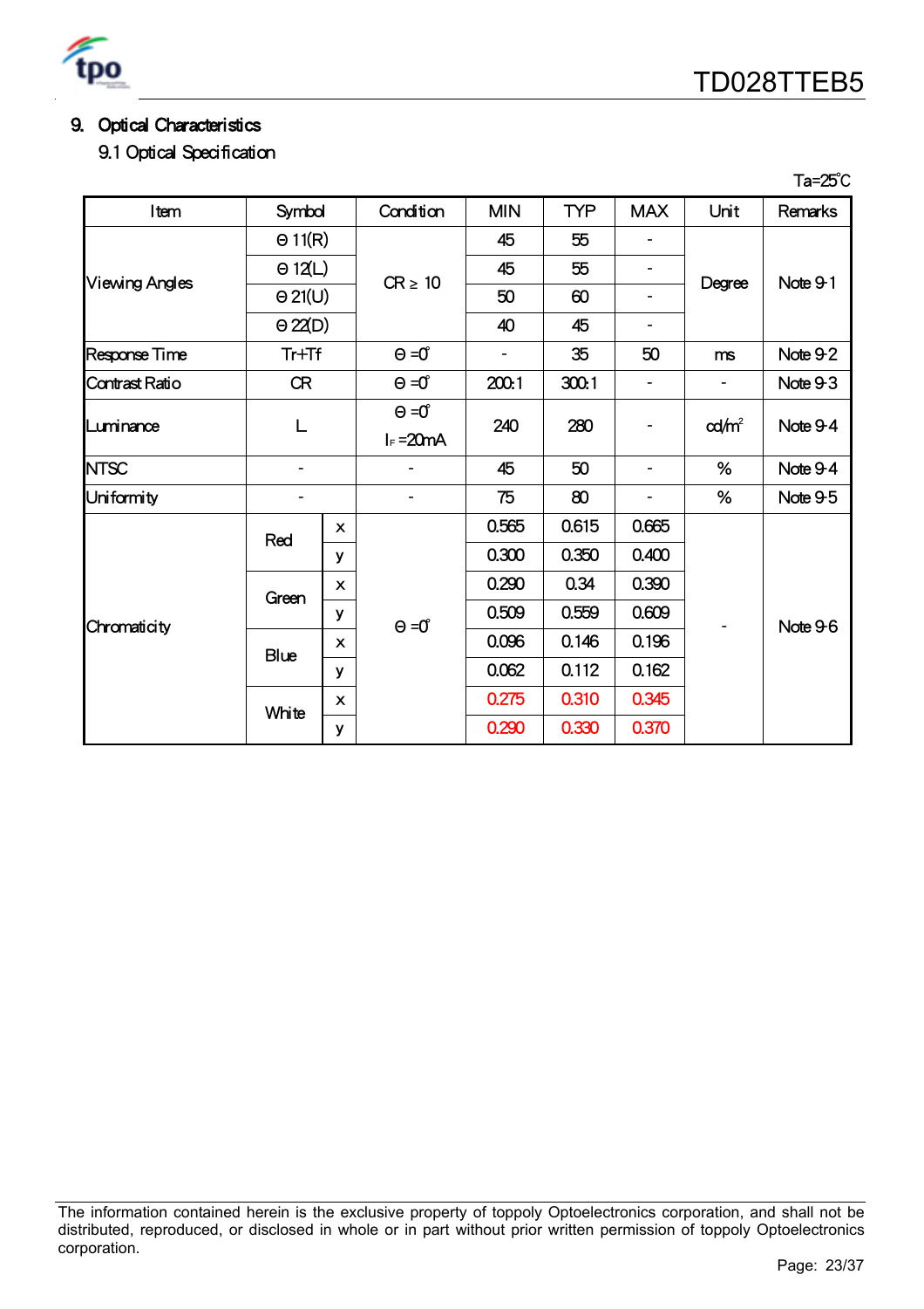## 9. Optical Characteristics

### 9.1 Optical Specification

Ta=25°C

| Item | Symbol | | Condition | MIN | TYP | MAX | Unit | Remarks |
|---|---|---|---|---|---|---|---|---|
| Viewing Angles | Θ 11(R) | | CR ≥ 10 | 45 | 55 | - | Degree | Note 9-1 |
| | Θ 12(L) | | | 45 | 55 | - | | |
| | Θ 21(U) | | | 50 | 60 | - | | |
| | Θ 22(D) | | | 40 | 45 | - | | |
| Response Time | Tr+Tf | | Θ =0° | - | 35 | 50 | ms | Note 9-2 |
| Contrast Ratio | CR | | Θ =0° | 200:1 | 300:1 | - | - | Note 9-3 |
| Luminance | L | | Θ =0° $I_F$ =20mA | 240 | 280 | - | cd/m² | Note 9-4 |
| NTSC | - | | - | 45 | 50 | - | % | Note 9-4 |
| Uniformity | - | | - | 75 | 80 | - | % | Note 9-5 |
| Chromaticity | Red | x | Θ =0° | 0.565 | 0.615 | 0.665 | - | Note 9-6 |
| | | y | | 0.300 | 0.350 | 0.400 | | |
| | Green | x | | 0.290 | 0.34 | 0.390 | | |
| | | y | | 0.509 | 0.559 | 0.609 | | |
| | Blue | x | | 0.096 | 0.146 | 0.196 | | |
| | | y | | 0.062 | 0.112 | 0.162 | | |
| | White | x | | 0.275 | 0.310 | 0.345 | | |
| | | y | | 0.290 | 0.330 | 0.370 | | |

The information contained herein is the exclusive property of toppoly Optoelectronics corporation, and shall not be distributed, reproduced, or disclosed in whole or in part without prior written permission of toppoly Optoelectronics corporation.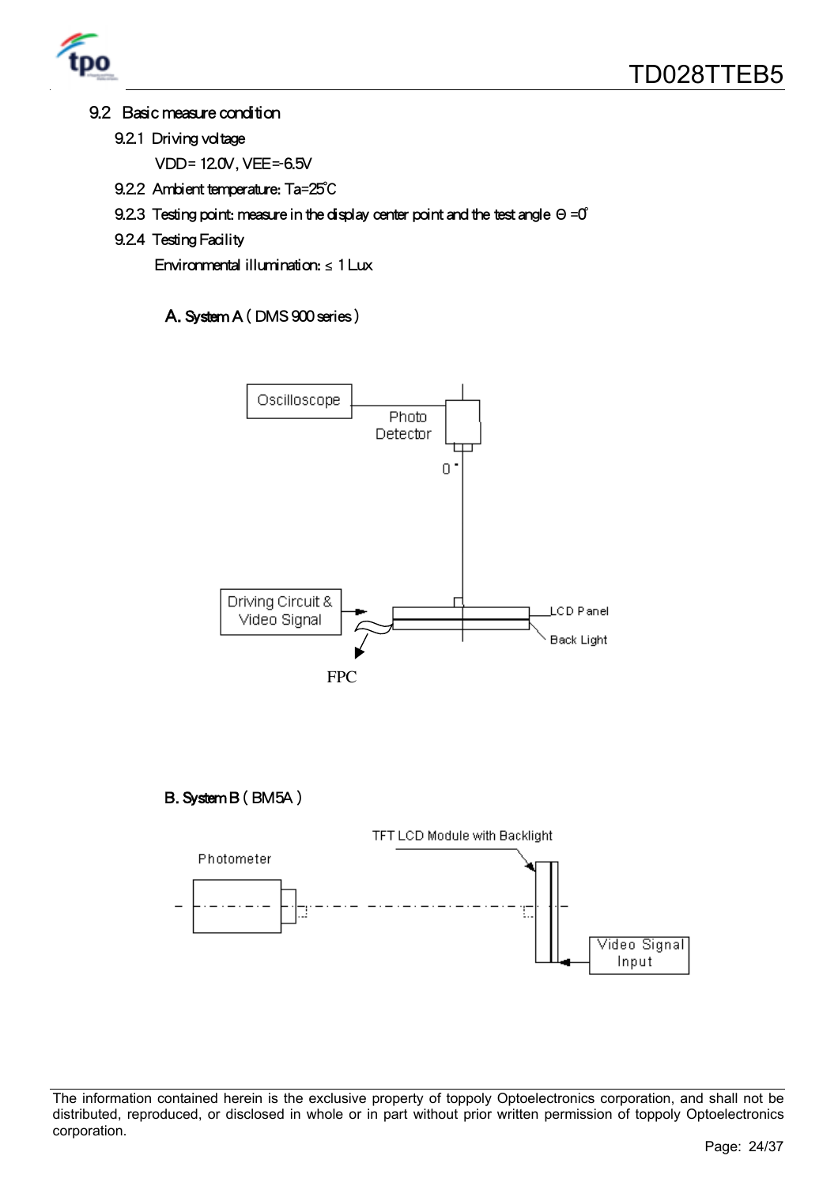## 9.2 Basic measure condition

### 9.2.1 Driving voltage

VDD= 12.0V, VEE=-6.5V

### 9.2.2 Ambient temperature: Ta=25℃

### 9.2.3 Testing point: measure in the display center point and the test angle Θ =0°

### 9.2.4 Testing Facility

Environmental illumination: ≤ 1 Lux

A. System A ( DMS 900 series )

Oscilloscope

Photo Detector

0°

Driving Circuit & Video Signal

LCD Panel

Back Light

FPC

B. System B ( BM5A )

TFT LCD Module with Backlight

Photometer

Video Signal Input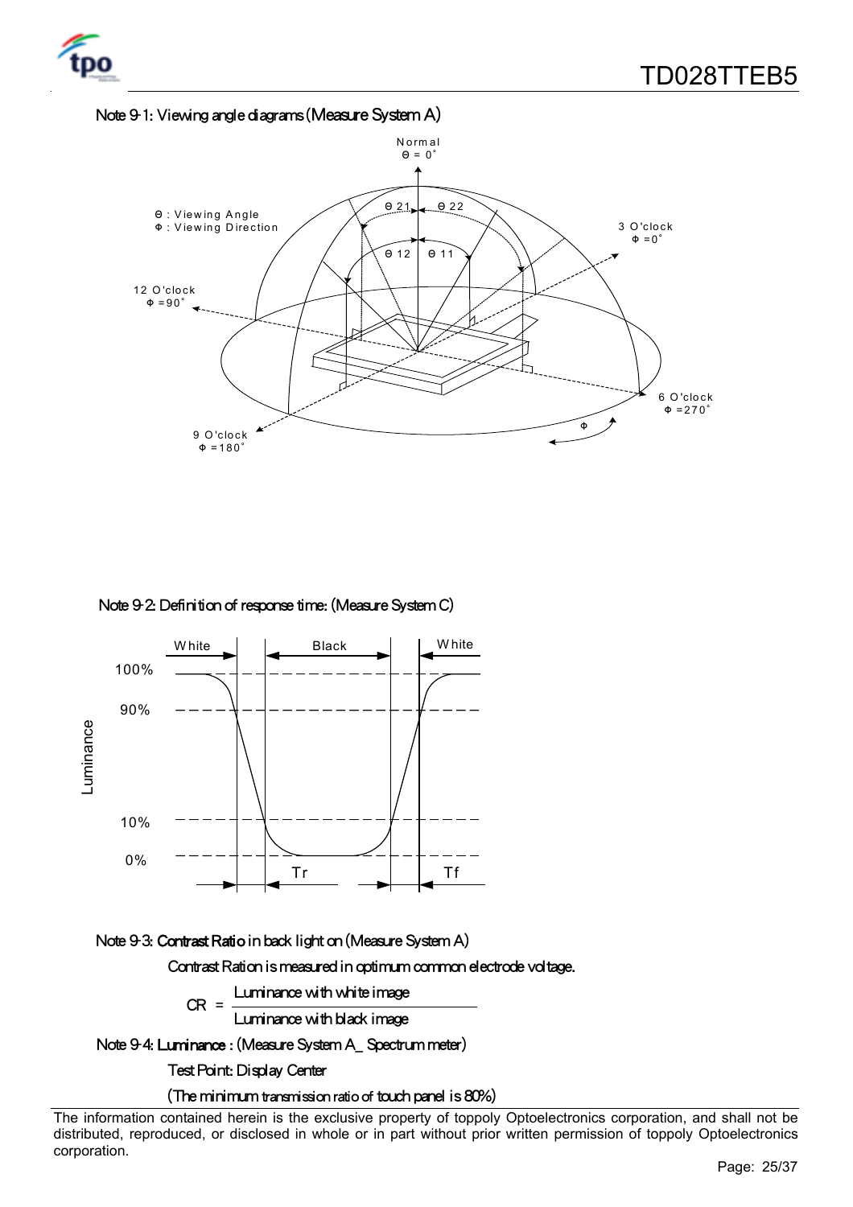Note 9-1: Viewing angle diagrams (Measure System A)

Θ : Viewing Angle
Φ : Viewing Direction

Normal
Θ = 0˚

Θ 21 Θ 22
Θ 12 Θ 11

3 O'clock
Φ =0˚

12 O'clock
Φ =90˚

6 O'clock
Φ =270˚

9 O'clock
Φ =180˚

Φ

Note 9-2: Definition of response time: (Measure System C)

White Black White

100%
90%
10%
0%

Luminance

Tr Tf

Note 9-3: **Contrast Ratio** in back light on (Measure System A)

Contrast Ration is measured in optimum common electrode voltage.

$$CR = \frac{\text{Luminance with white image}}{\text{Luminance with black image}}$$

Note 9-4: **Luminance** : (Measure System A_ Spectrum meter)

Test Point: Display Center

(The minimum transmission ratio of touch panel is 80%)

The information contained herein is the exclusive property of toppoly Optoelectronics corporation, and shall not be distributed, reproduced, or disclosed in whole or in part without prior written permission of toppoly Optoelectronics corporation.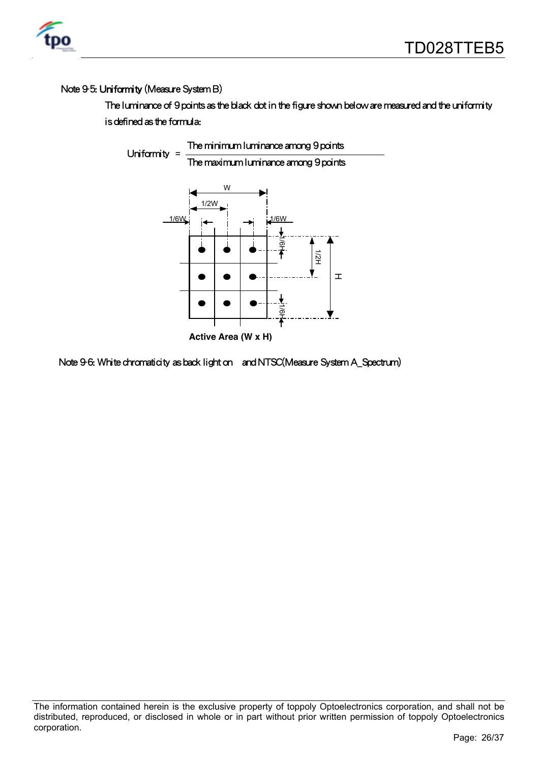Note 9-5: **Uniformity** (Measure System B)

The luminance of 9 points as the black dot in the figure shown below are measured and the uniformity is defined as the formula:

$$\text{Uniformity} = \frac{\text{The minimum luminance among 9 points}}{\text{The maximum luminance among 9 points}}$$

**Active Area (W x H)**

Note 9-6: White chromaticity as back light on and NTSC(Measure System A_Spectrum)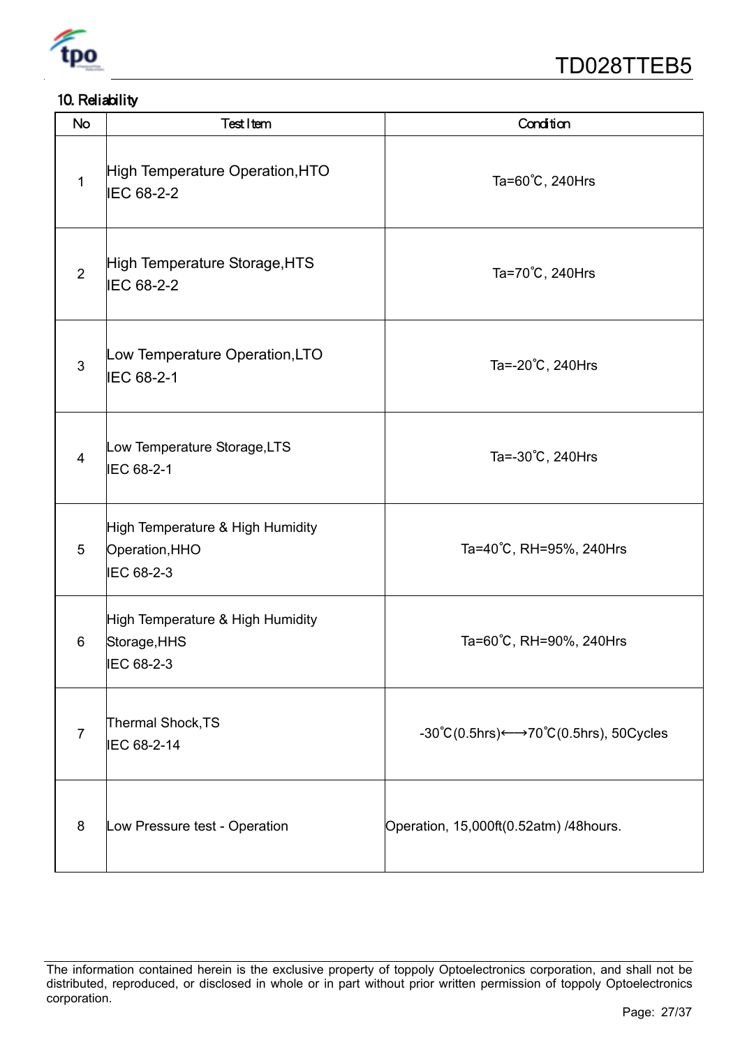## 10. Reliability

| No | Test Item | Condition |
|---|---|---|
| 1 | High Temperature Operation,HTO<br>IEC 68-2-2 | Ta=60℃, 240Hrs |
| 2 | High Temperature Storage,HTS<br>IEC 68-2-2 | Ta=70℃, 240Hrs |
| 3 | Low Temperature Operation,LTO<br>IEC 68-2-1 | Ta=-20℃, 240Hrs |
| 4 | Low Temperature Storage,LTS<br>IEC 68-2-1 | Ta=-30℃, 240Hrs |
| 5 | High Temperature & High Humidity Operation,HHO<br>IEC 68-2-3 | Ta=40℃, RH=95%, 240Hrs |
| 6 | High Temperature & High Humidity Storage,HHS<br>IEC 68-2-3 | Ta=60℃, RH=90%, 240Hrs |
| 7 | Thermal Shock,TS<br>IEC 68-2-14 | -30℃(0.5hrs)⟷70℃(0.5hrs), 50Cycles |
| 8 | Low Pressure test - Operation | Operation, 15,000ft(0.52atm) /48hours. |

The information contained herein is the exclusive property of toppoly Optoelectronics corporation, and shall not be distributed, reproduced, or disclosed in whole or in part without prior written permission of toppoly Optoelectronics corporation.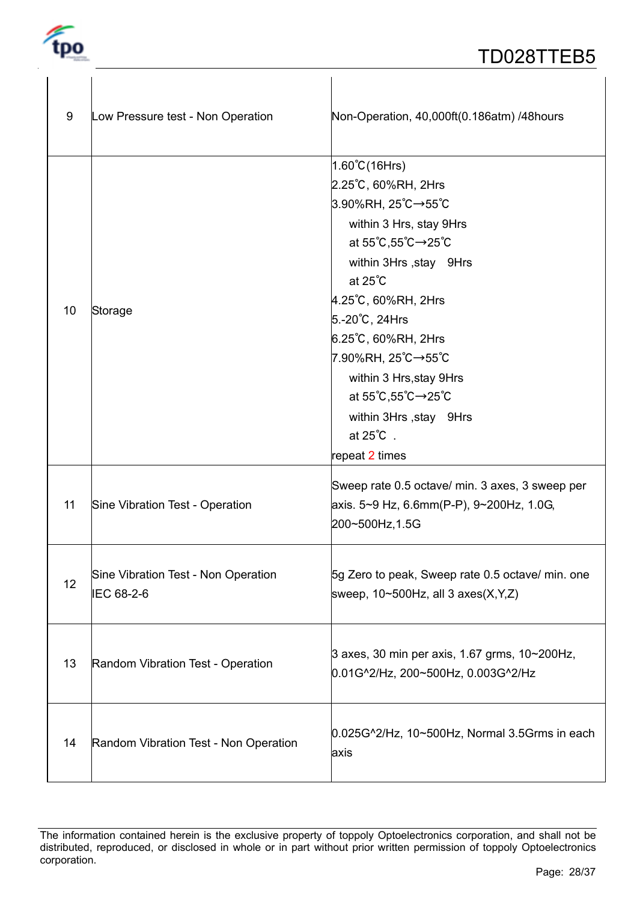| 9 | Low Pressure test - Non Operation | Non-Operation, 40,000ft(0.186atm) /48hours |
|---|---|---|
| 10 | Storage | 1.60℃(16Hrs)<br>2.25℃, 60%RH, 2Hrs<br>3.90%RH, 25℃→55℃<br>within 3 Hrs, stay 9Hrs<br>at 55℃,55℃→25℃<br>within 3Hrs ,stay 9Hrs<br>at 25℃<br>4.25℃, 60%RH, 2Hrs<br>5.-20℃, 24Hrs<br>6.25℃, 60%RH, 2Hrs<br>7.90%RH, 25℃→55℃<br>within 3 Hrs,stay 9Hrs<br>at 55℃,55℃→25℃<br>within 3Hrs ,stay 9Hrs<br>at 25℃ .<br>repeat 2 times |
| 11 | Sine Vibration Test - Operation | Sweep rate 0.5 octave/ min. 3 axes, 3 sweep per axis. 5~9 Hz, 6.6mm(P-P), 9~200Hz, 1.0G, 200~500Hz,1.5G |
| 12 | Sine Vibration Test - Non Operation<br>IEC 68-2-6 | 5g Zero to peak, Sweep rate 0.5 octave/ min. one sweep, 10~500Hz, all 3 axes(X,Y,Z) |
| 13 | Random Vibration Test - Operation | 3 axes, 30 min per axis, 1.67 grms, 10~200Hz, 0.01G^2/Hz, 200~500Hz, 0.003G^2/Hz |
| 14 | Random Vibration Test - Non Operation | 0.025G^2/Hz, 10~500Hz, Normal 3.5Grms in each axis |

The information contained herein is the exclusive property of toppoly Optoelectronics corporation, and shall not be distributed, reproduced, or disclosed in whole or in part without prior written permission of toppoly Optoelectronics corporation.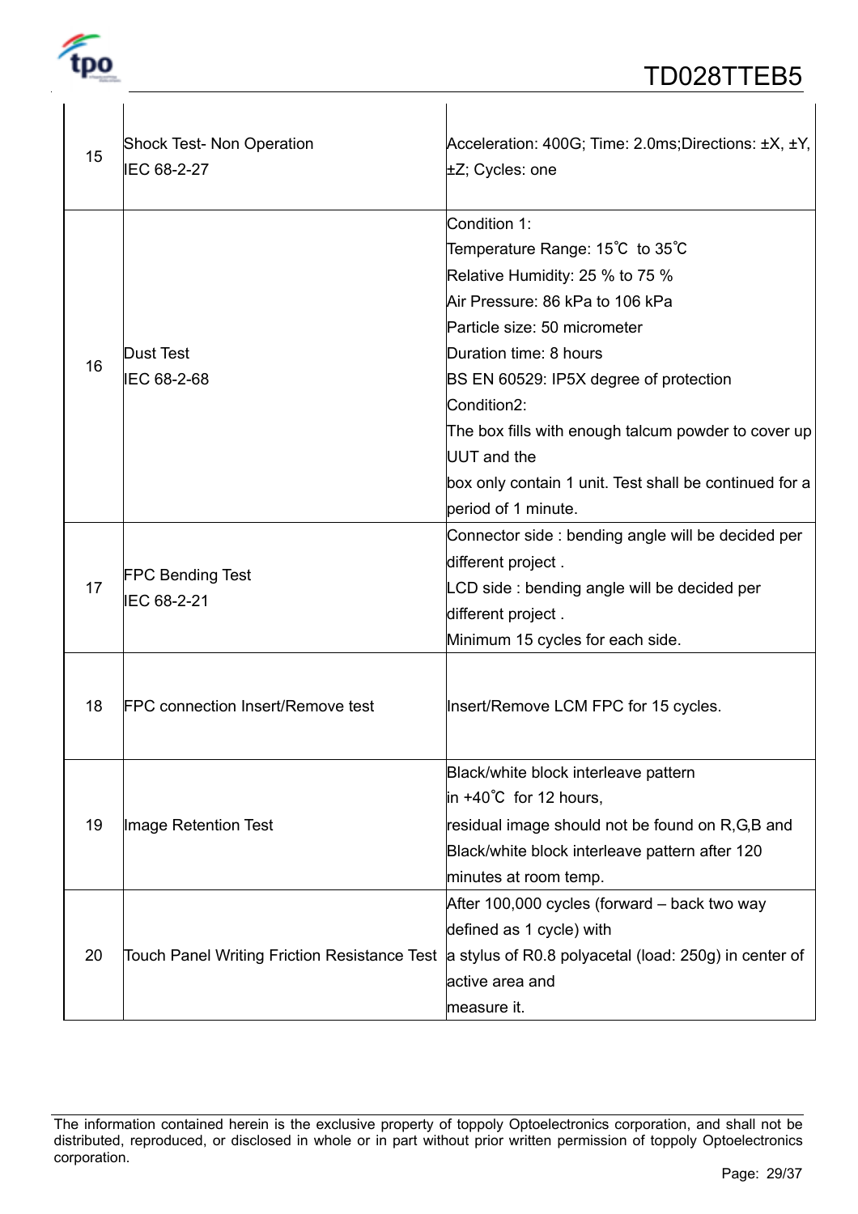| | | |
|---|---|---|
| 15 | Shock Test- Non Operation<br>IEC 68-2-27 | Acceleration: 400G; Time: 2.0ms;Directions: ±X, ±Y, ±Z; Cycles: one |
| 16 | Dust Test<br>IEC 68-2-68 | Condition 1:<br>Temperature Range: 15℃ to 35℃<br>Relative Humidity: 25 % to 75 %<br>Air Pressure: 86 kPa to 106 kPa<br>Particle size: 50 micrometer<br>Duration time: 8 hours<br>BS EN 60529: IP5X degree of protection<br>Condition2:<br>The box fills with enough talcum powder to cover up UUT and the<br>box only contain 1 unit. Test shall be continued for a period of 1 minute. |
| 17 | FPC Bending Test<br>IEC 68-2-21 | Connector side : bending angle will be decided per different project .<br>LCD side : bending angle will be decided per different project .<br>Minimum 15 cycles for each side. |
| 18 | FPC connection Insert/Remove test | Insert/Remove LCM FPC for 15 cycles. |
| 19 | Image Retention Test | Black/white block interleave pattern<br>in +40℃ for 12 hours,<br>residual image should not be found on R,G,B and Black/white block interleave pattern after 120 minutes at room temp. |
| 20 | Touch Panel Writing Friction Resistance Test | After 100,000 cycles (forward – back two way defined as 1 cycle) with<br>a stylus of R0.8 polyacetal (load: 250g) in center of active area and<br>measure it. |

The information contained herein is the exclusive property of toppoly Optoelectronics corporation, and shall not be distributed, reproduced, or disclosed in whole or in part without prior written permission of toppoly Optoelectronics corporation.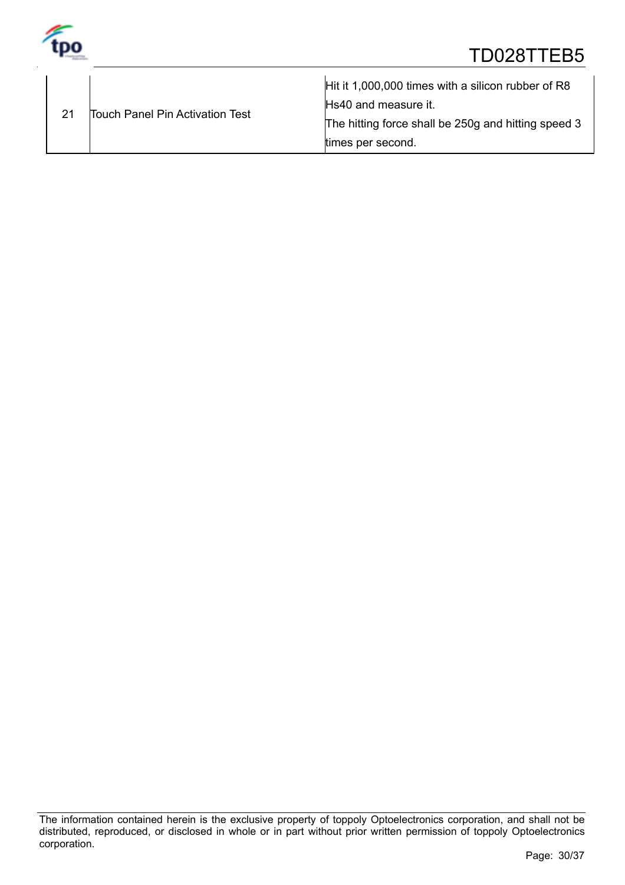| | | |
|---|---|---|
| 21 | Touch Panel Pin Activation Test | Hit it 1,000,000 times with a silicon rubber of R8 Hs40 and measure it.<br>The hitting force shall be 250g and hitting speed 3 times per second. |

The information contained herein is the exclusive property of toppoly Optoelectronics corporation, and shall not be distributed, reproduced, or disclosed in whole or in part without prior written permission of toppoly Optoelectronics corporation.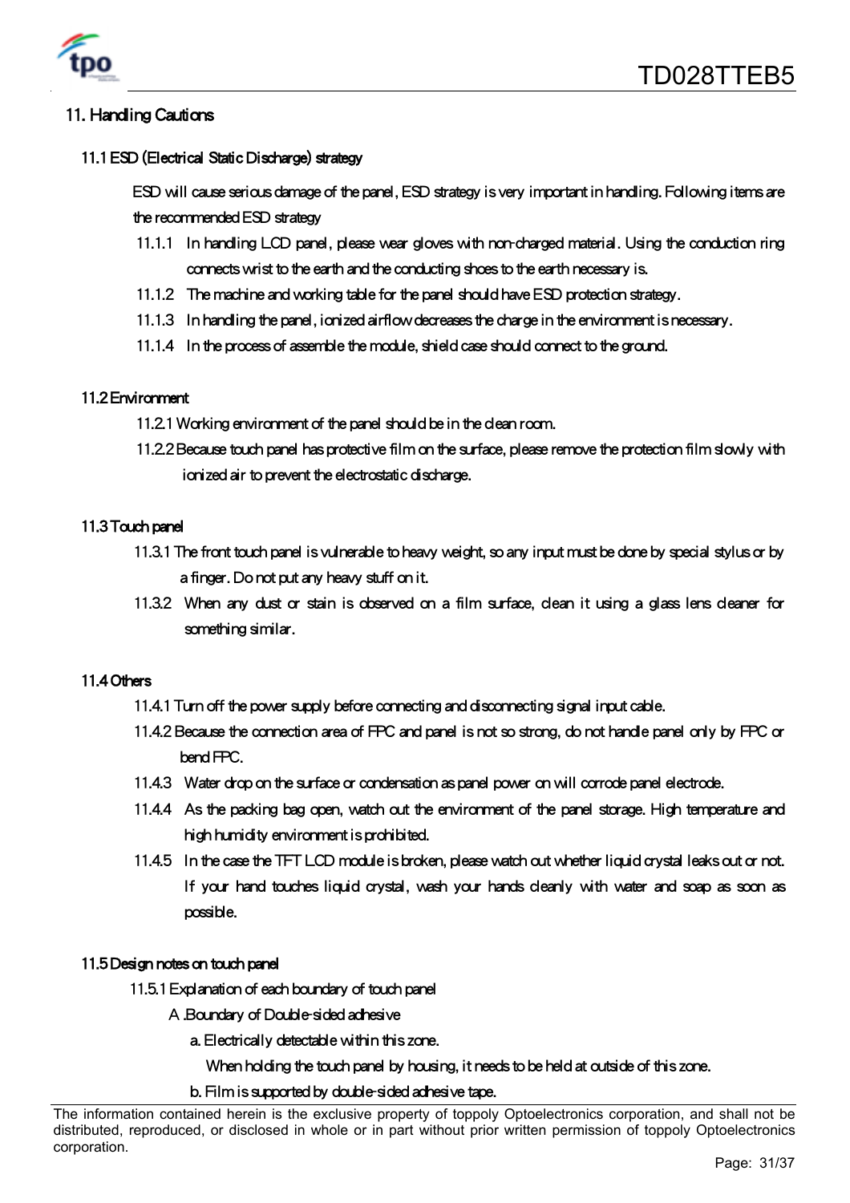## 11. Handling Cautions

### 11.1 ESD (Electrical Static Discharge) strategy

ESD will cause serious damage of the panel, ESD strategy is very important in handling. Following items are the recommended ESD strategy

11.1.1 In handling LCD panel, please wear gloves with non-charged material. Using the conduction ring connects wrist to the earth and the conducting shoes to the earth necessary is.

11.1.2 The machine and working table for the panel should have ESD protection strategy.

11.1.3 In handling the panel, ionized airflow decreases the charge in the environment is necessary.

11.1.4 In the process of assemble the module, shield case should connect to the ground.

### 11.2 Environment

11.2.1 Working environment of the panel should be in the clean room.

11.2.2 Because touch panel has protective film on the surface, please remove the protection film slowly with ionized air to prevent the electrostatic discharge.

### 11.3 Touch panel

11.3.1 The front touch panel is vulnerable to heavy weight, so any input must be done by special stylus or by a finger. Do not put any heavy stuff on it.

11.3.2 When any dust or stain is observed on a film surface, clean it using a glass lens cleaner for something similar.

### 11.4 Others

11.4.1 Turn off the power supply before connecting and disconnecting signal input cable.

11.4.2 Because the connection area of FPC and panel is not so strong, do not handle panel only by FPC or bend FPC.

11.4.3 Water drop on the surface or condensation as panel power on will corrode panel electrode.

11.4.4 As the packing bag open, watch out the environment of the panel storage. High temperature and high humidity environment is prohibited.

11.4.5 In the case the TFT LCD module is broken, please watch out whether liquid crystal leaks out or not. If your hand touches liquid crystal, wash your hands cleanly with water and soap as soon as possible.

### 11.5 Design notes on touch panel

11.5.1 Explanation of each boundary of touch panel

A .Boundary of Double-sided adhesive

a. Electrically detectable within this zone.

When holding the touch panel by housing, it needs to be held at outside of this zone.

b. Film is supported by double-sided adhesive tape.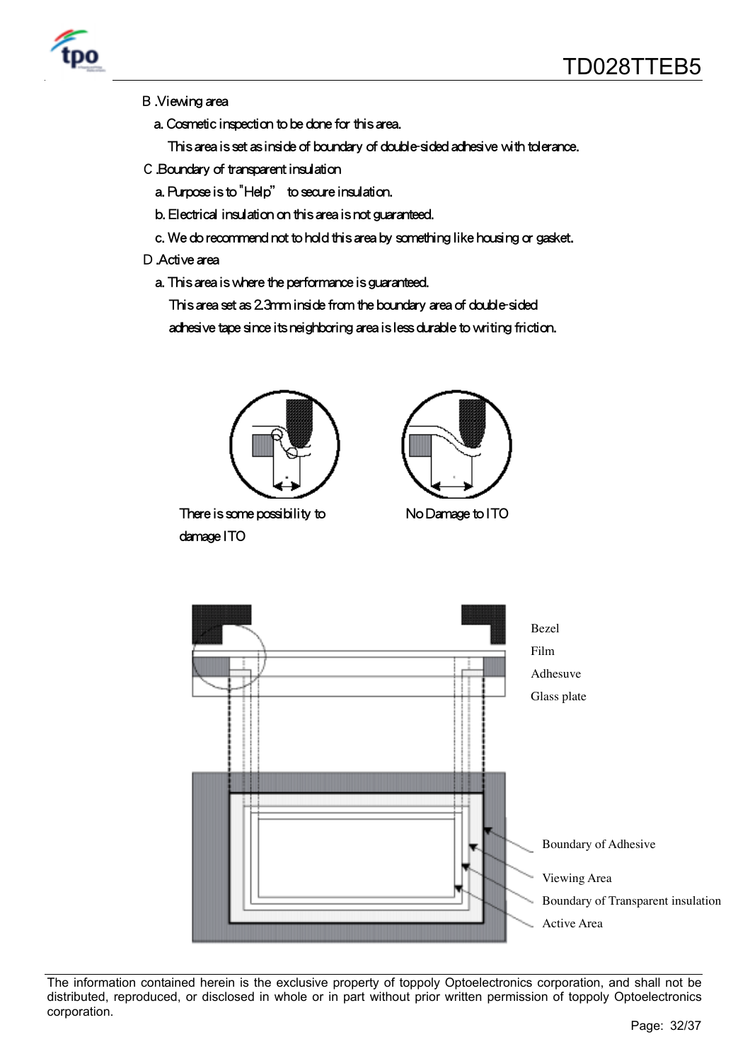B .Viewing area

a. Cosmetic inspection to be done for this area.

This area is set as inside of boundary of double-sided adhesive with tolerance.

C .Boundary of transparent insulation

a. Purpose is to "Help" to secure insulation.

b. Electrical insulation on this area is not guaranteed.

c. We do recommend not to hold this area by something like housing or gasket.

D .Active area

a. This area is where the performance is guaranteed.

This area set as 2.3mm inside from the boundary area of double-sided adhesive tape since its neighboring area is less durable to writing friction.

There is some possibility to damage ITO

No Damage to ITO

Bezel

Film

Adhesuve

Glass plate

Boundary of Adhesive

Viewing Area

Boundary of Transparent insulation

Active Area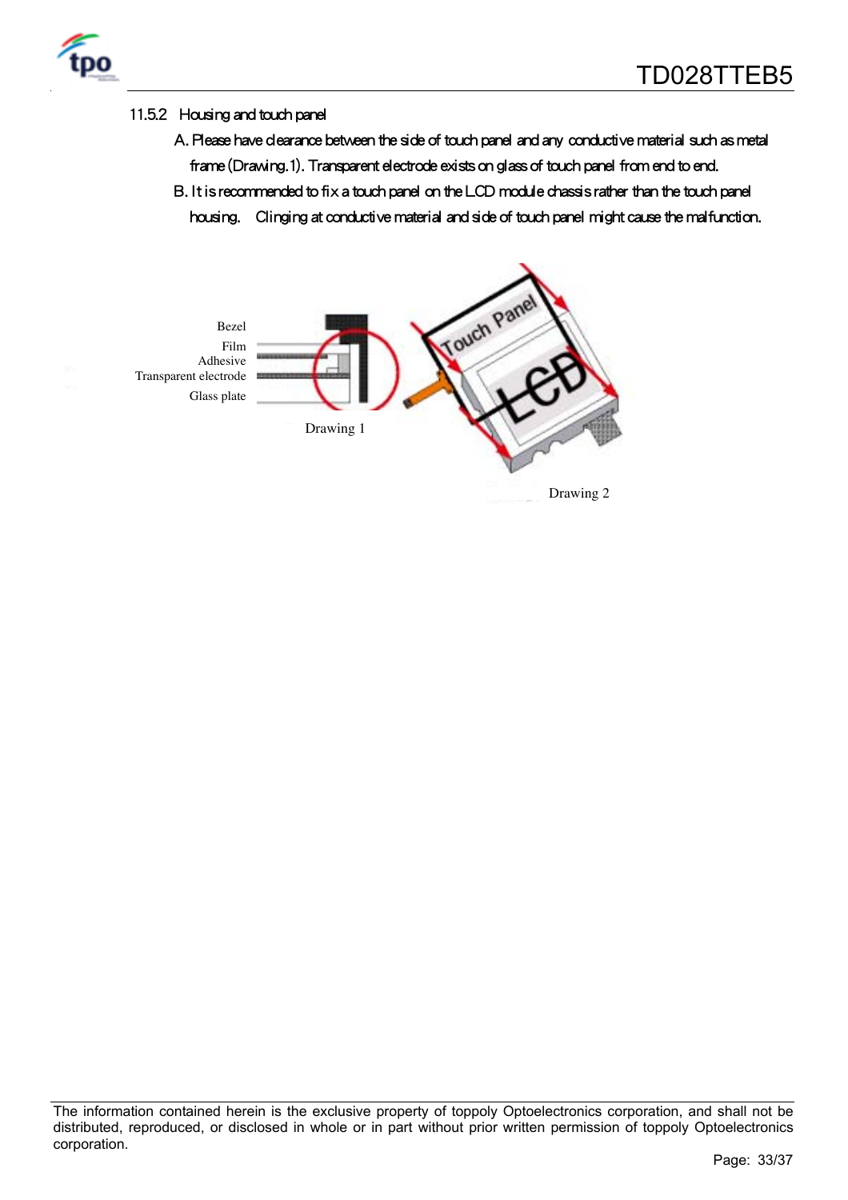### 11.5.2 Housing and touch panel

A. Please have clearance between the side of touch panel and any conductive material such as metal frame (Drawing.1). Transparent electrode exists on glass of touch panel from end to end.

B. It is recommended to fix a touch panel on the LCD module chassis rather than the touch panel housing. Clinging at conductive material and side of touch panel might cause the malfunction.

Bezel

Film

Adhesive

Transparent electrode

Glass plate

Drawing 1

Touch Panel

LCD

Drawing 2

The information contained herein is the exclusive property of toppoly Optoelectronics corporation, and shall not be distributed, reproduced, or disclosed in whole or in part without prior written permission of toppoly Optoelectronics corporation.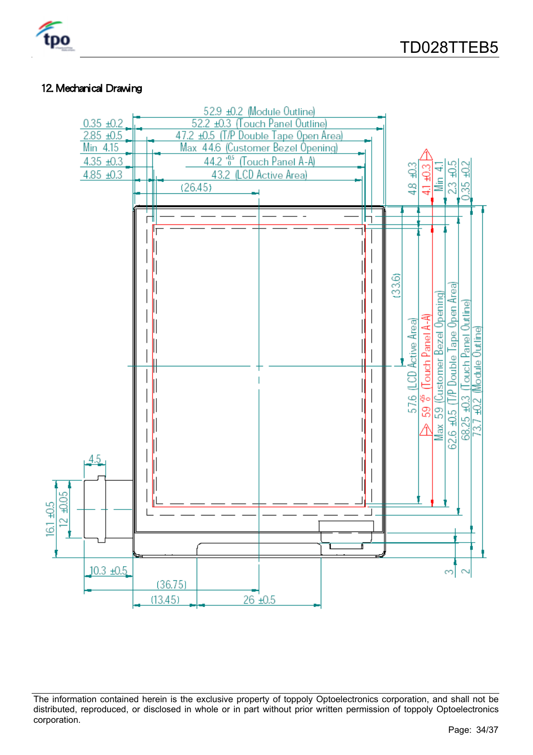## 12. Mechanical Drawing

52.9 ±0.2 (Module Outline)

0.35 ±0.2 — 52.2 ±0.3 (Touch Panel Outline)

2.85 ±0.5 — 47.2 ±0.5 (T/P Double Tape Open Area)

Min 4.15 — Max 44.6 (Customer Bezel Opening)

4.35 ±0.3 — 44.2 $^{+0.5}_{0}$ (Touch Panel A-A)

4.85 ±0.3 — 43.2 (LCD Active Area)

(26.45)

4.8 ±0.3

4.1 ±0.3

Min 4.1

2.3 ±0.5

0.35 ±0.2

(33.6)

57.6 (LCD Active Area)

59 $^{+0.5}_{0}$ (Touch Panel A-A)

Max 59 (Customer Bezel Opening)

62.6 ±0.5 (T/P Double Tape Open Area)

68.25 ±0.3 (Touch Panel Outline)

73.7 ±0.2 (Module Outline)

4.5

16.1 ±0.5

12 ±0.05

10.3 ±0.5

(36.75)

(13.45)

26 ±0.5

3

2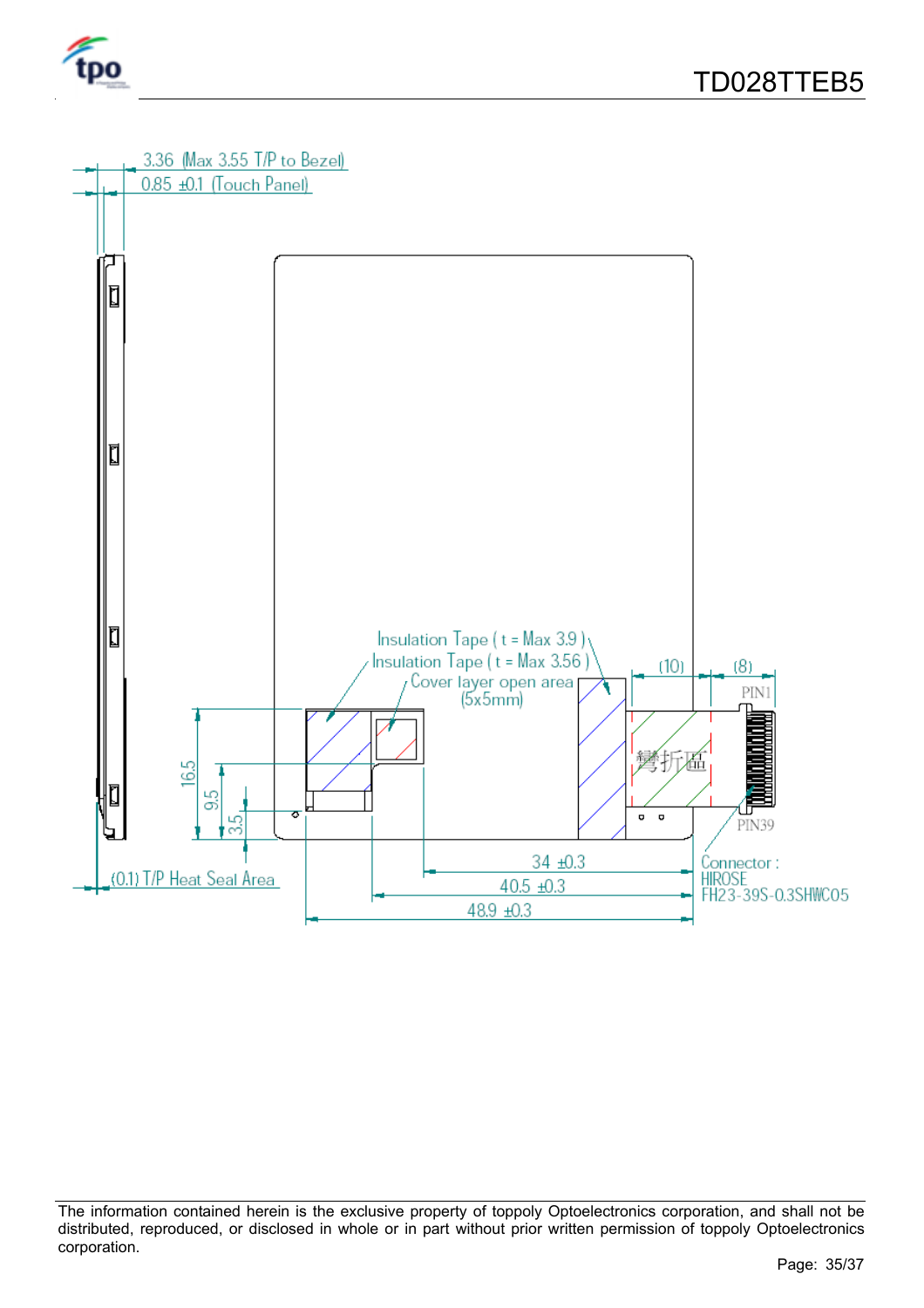3.36 (Max 3.55 T/P to Bezel)

0.85 ±0.1 (Touch Panel)

Insulation Tape ( t = Max 3.9 )

Insulation Tape ( t = Max 3.56 )

Cover layer open area (5x5mm)

(10)

(8)

PIN1

彎折區

PIN39

16.5

9.5

3.5

(0.1) T/P Heat Seal Area

34 ±0.3

40.5 ±0.3

48.9 ±0.3

Connector : HIROSE FH23-39S-0.3SHWC05

The information contained herein is the exclusive property of toppoly Optoelectronics corporation, and shall not be distributed, reproduced, or disclosed in whole or in part without prior written permission of toppoly Optoelectronics corporation.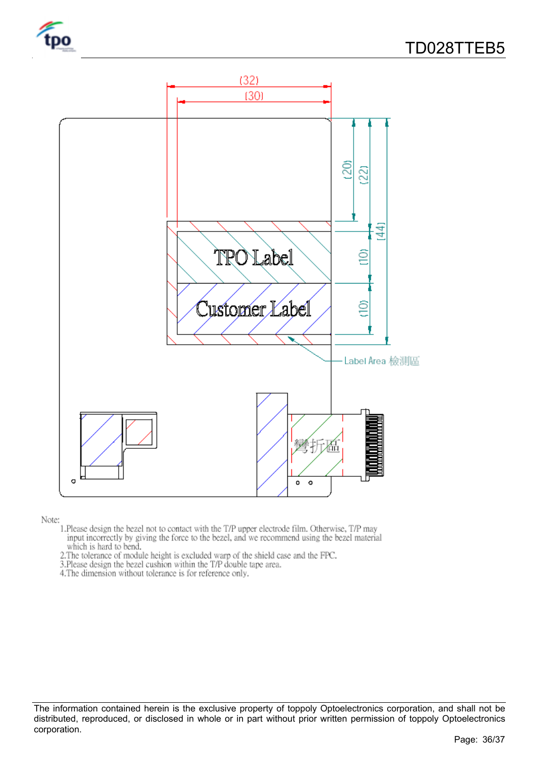Note:

1.Please design the bezel not to contact with the T/P upper electrode film. Otherwise, T/P may input incorrectly by giving the force to the bezel, and we recommend using the bezel material which is hard to bend.

2.The tolerance of module height is excluded warp of the shield case and the FPC.

3.Please design the bezel cushion within the T/P double tape area.

4.The dimension without tolerance is for reference only.

The information contained herein is the exclusive property of toppoly Optoelectronics corporation, and shall not be distributed, reproduced, or disclosed in whole or in part without prior written permission of toppoly Optoelectronics corporation.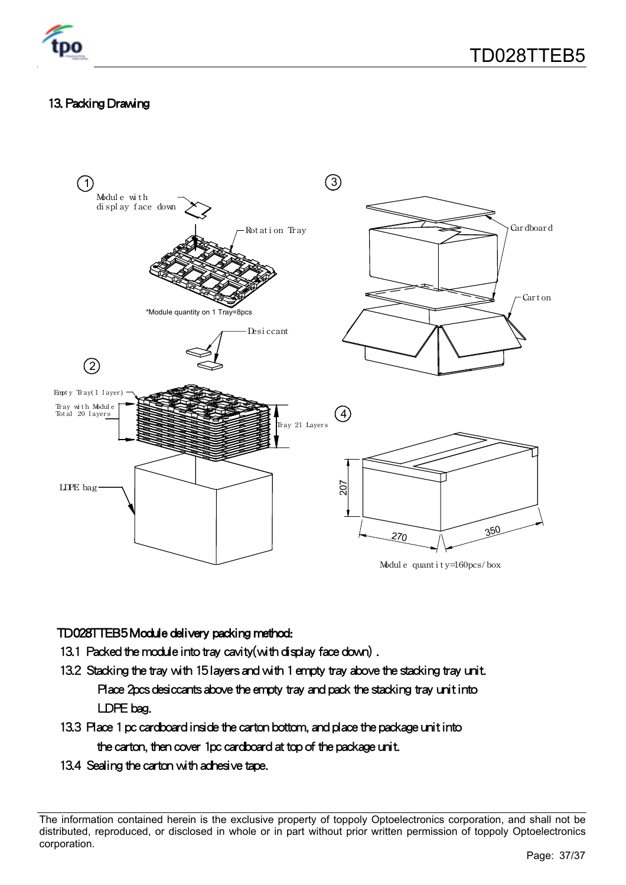## 13. Packing Drawing

1

Module with display face down

Rotation Tray

*Module quantity on 1 Tray=8pcs

Desiccant

2

Empty Tray(1 layer)

Tray with Module Total 20 layers

Tray 21 Layers

LDPE bag

3

Cardboard

Carton

4

207

270

350

Module quantity=160pcs/box

**TD028TTEB5 Module delivery packing method:**

13.1 Packed the module into tray cavity(with display face down) .

13.2 Stacking the tray with 15 layers and with 1 empty tray above the stacking tray unit. Place 2pcs desiccants above the empty tray and pack the stacking tray unit into LDPE bag.

13.3 Place 1 pc cardboard inside the carton bottom, and place the package unit into the carton, then cover 1pc cardboard at top of the package unit.

13.4 Sealing the carton with adhesive tape.

The information contained herein is the exclusive property of toppoly Optoelectronics corporation, and shall not be distributed, reproduced, or disclosed in whole or in part without prior written permission of toppoly Optoelectronics corporation.